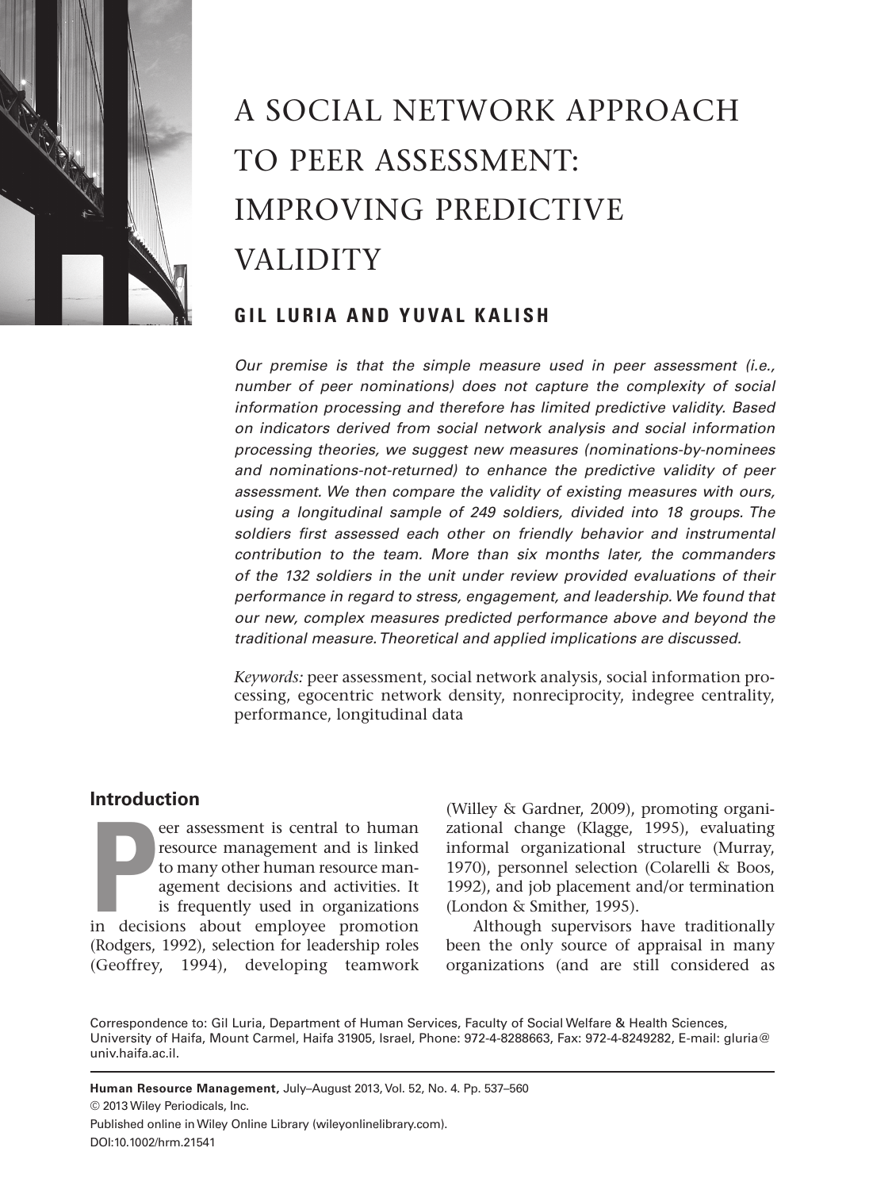# A SOCIAL NETWORK APPROACH TO PEER ASSESSMENT: IMPROVING PREDICTIVE VALIDITY

## GIL LURIA AND YUVAL KALISH

*Our premise is that the simple measure used in peer assessment (i.e., number of peer nominations) does not capture the complexity of social information processing and therefore has limited predictive validity. Based on indicators derived from social network analysis and social information processing theories, we suggest new measures (nominations-by-nominees and nominations-not-returned) to enhance the predictive validity of peer assessment. We then compare the validity of existing measures with ours, using a longitudinal sample of 249 soldiers, divided into 18 groups. The soldiers first assessed each other on friendly behavior and instrumental contribution to the team. More than six months later, the commanders of the 132 soldiers in the unit under review provided evaluations of their performance in regard to stress, engagement, and leadership. We found that our new, complex measures predicted performance above and beyond the traditional measure. Theoretical and applied implications are discussed.*

*Keywords:* peer assessment, social network analysis, social information processing, egocentric network density, nonreciprocity, indegree centrality, performance, longitudinal data

## Introduction

Peer assessment is central to human resource management and is linked to many other human resource management decisions and activities. It is frequently used in organizations in decisions about employee promotion (Rodgers, 1992), selection for leadership roles (Geoffrey, 1994), developing teamwork (Willey & Gardner, 2009), promoting organizational change (Klagge, 1995), evaluating informal organizational structure (Murray, 1970), personnel selection (Colarelli & Boos, 1992), and job placement and/or termination (London & Smither, 1995).

Although supervisors have traditionally been the only source of appraisal in many organizations (and are still considered as

Correspondence to: Gil Luria, Department of Human Services, Faculty of Social Welfare & Health Sciences, University of Haifa, Mount Carmel, Haifa 31905, Israel, Phone: 972-4-8288663, Fax: 972-4-8249282, E-mail: gluria@univ.haifa.ac.il.

**Human Resource Management,** July–August 2013, Vol. 52, No. 4. Pp. 537–560
© 2013 Wiley Periodicals, Inc.
Published online in Wiley Online Library (wileyonlinelibrary.com).
DOI:10.1002/hrm.21541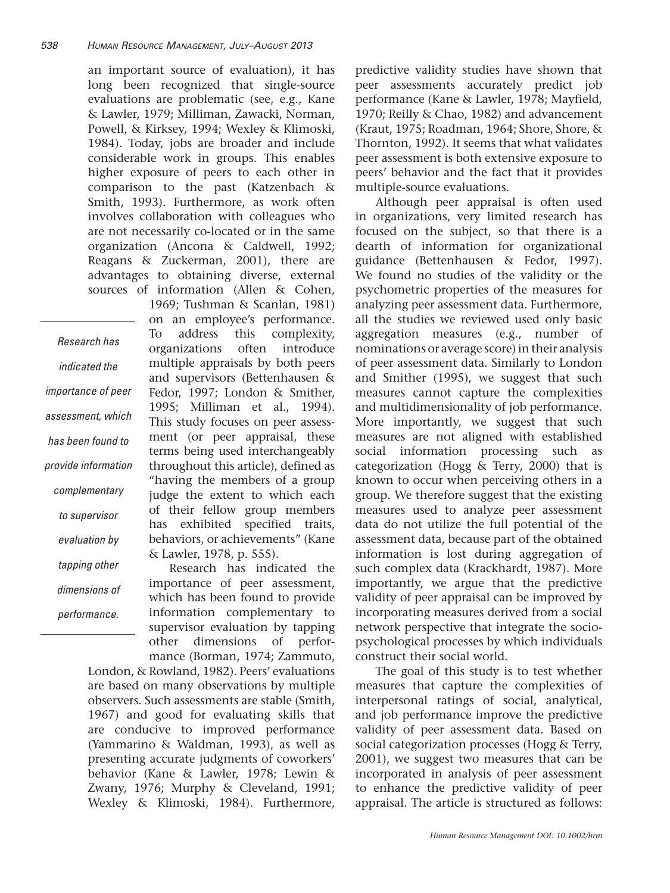an important source of evaluation), it has long been recognized that single-source evaluations are problematic (see, e.g., Kane & Lawler, 1979; Milliman, Zawacki, Norman, Powell, & Kirksey, 1994; Wexley & Klimoski, 1984). Today, jobs are broader and include considerable work in groups. This enables higher exposure of peers to each other in comparison to the past (Katzenbach & Smith, 1993). Furthermore, as work often involves collaboration with colleagues who are not necessarily co-located or in the same organization (Ancona & Caldwell, 1992; Reagans & Zuckerman, 2001), there are advantages to obtaining diverse, external sources of information (Allen & Cohen, 1969; Tushman & Scanlan, 1981) on an employee's performance. To address this complexity, organizations often introduce multiple appraisals by both peers and supervisors (Bettenhausen & Fedor, 1997; London & Smither, 1995; Milliman et al., 1994). This study focuses on peer assessment (or peer appraisal, these terms being used interchangeably throughout this article), defined as "having the members of a group judge the extent to which each of their fellow group members has exhibited specified traits, behaviors, or achievements" (Kane & Lawler, 1978, p. 555).

*Research has indicated the importance of peer assessment, which has been found to provide information complementary to supervisor evaluation by tapping other dimensions of performance.*

Research has indicated the importance of peer assessment, which has been found to provide information complementary to supervisor evaluation by tapping other dimensions of performance (Borman, 1974; Zammuto, London, & Rowland, 1982). Peers' evaluations are based on many observations by multiple observers. Such assessments are stable (Smith, 1967) and good for evaluating skills that are conducive to improved performance (Yammarino & Waldman, 1993), as well as presenting accurate judgments of coworkers' behavior (Kane & Lawler, 1978; Lewin & Zwany, 1976; Murphy & Cleveland, 1991; Wexley & Klimoski, 1984). Furthermore, predictive validity studies have shown that peer assessments accurately predict job performance (Kane & Lawler, 1978; Mayfield, 1970; Reilly & Chao, 1982) and advancement (Kraut, 1975; Roadman, 1964; Shore, Shore, & Thornton, 1992). It seems that what validates peer assessment is both extensive exposure to peers' behavior and the fact that it provides multiple-source evaluations.

Although peer appraisal is often used in organizations, very limited research has focused on the subject, so that there is a dearth of information for organizational guidance (Bettenhausen & Fedor, 1997). We found no studies of the validity or the psychometric properties of the measures for analyzing peer assessment data. Furthermore, all the studies we reviewed used only basic aggregation measures (e.g., number of nominations or average score) in their analysis of peer assessment data. Similarly to London and Smither (1995), we suggest that such measures cannot capture the complexities and multidimensionality of job performance. More importantly, we suggest that such measures are not aligned with established social information processing such as categorization (Hogg & Terry, 2000) that is known to occur when perceiving others in a group. We therefore suggest that the existing measures used to analyze peer assessment data do not utilize the full potential of the assessment data, because part of the obtained information is lost during aggregation of such complex data (Krackhardt, 1987). More importantly, we argue that the predictive validity of peer appraisal can be improved by incorporating measures derived from a social network perspective that integrate the socio-psychological processes by which individuals construct their social world.

The goal of this study is to test whether measures that capture the complexities of interpersonal ratings of social, analytical, and job performance improve the predictive validity of peer assessment data. Based on social categorization processes (Hogg & Terry, 2001), we suggest two measures that can be incorporated in analysis of peer assessment to enhance the predictive validity of peer appraisal. The article is structured as follows: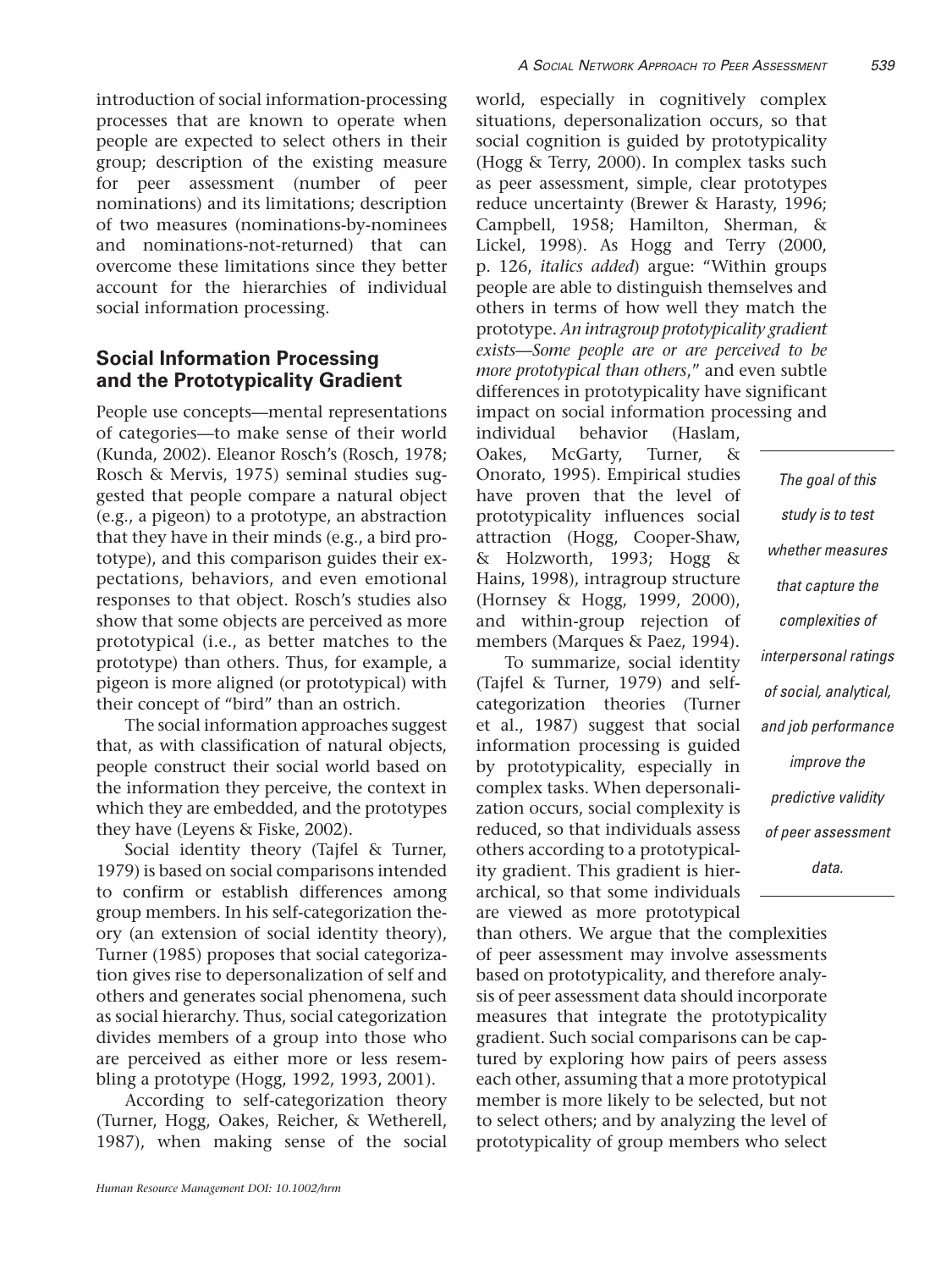introduction of social information-processing processes that are known to operate when people are expected to select others in their group; description of the existing measure for peer assessment (number of peer nominations) and its limitations; description of two measures (nominations-by-nominees and nominations-not-returned) that can overcome these limitations since they better account for the hierarchies of individual social information processing.

## Social Information Processing and the Prototypicality Gradient

People use concepts—mental representations of categories—to make sense of their world (Kunda, 2002). Eleanor Rosch's (Rosch, 1978; Rosch & Mervis, 1975) seminal studies suggested that people compare a natural object (e.g., a pigeon) to a prototype, an abstraction that they have in their minds (e.g., a bird prototype), and this comparison guides their expectations, behaviors, and even emotional responses to that object. Rosch's studies also show that some objects are perceived as more prototypical (i.e., as better matches to the prototype) than others. Thus, for example, a pigeon is more aligned (or prototypical) with their concept of "bird" than an ostrich.

The social information approaches suggest that, as with classification of natural objects, people construct their social world based on the information they perceive, the context in which they are embedded, and the prototypes they have (Leyens & Fiske, 2002).

Social identity theory (Tajfel & Turner, 1979) is based on social comparisons intended to confirm or establish differences among group members. In his self-categorization theory (an extension of social identity theory), Turner (1985) proposes that social categorization gives rise to depersonalization of self and others and generates social phenomena, such as social hierarchy. Thus, social categorization divides members of a group into those who are perceived as either more or less resembling a prototype (Hogg, 1992, 1993, 2001).

According to self-categorization theory (Turner, Hogg, Oakes, Reicher, & Wetherell, 1987), when making sense of the social world, especially in cognitively complex situations, depersonalization occurs, so that social cognition is guided by prototypicality (Hogg & Terry, 2000). In complex tasks such as peer assessment, simple, clear prototypes reduce uncertainty (Brewer & Harasty, 1996; Campbell, 1958; Hamilton, Sherman, & Lickel, 1998). As Hogg and Terry (2000, p. 126, *italics added*) argue: "Within groups people are able to distinguish themselves and others in terms of how well they match the prototype. *An intragroup prototypicality gradient exists—Some people are or are perceived to be more prototypical than others*," and even subtle differences in prototypicality have significant impact on social information processing and individual behavior (Haslam, Oakes, McGarty, Turner, & Onorato, 1995). Empirical studies have proven that the level of prototypicality influences social attraction (Hogg, Cooper-Shaw, & Holzworth, 1993; Hogg & Hains, 1998), intragroup structure (Hornsey & Hogg, 1999, 2000), and within-group rejection of members (Marques & Paez, 1994).

> *The goal of this study is to test whether measures that capture the complexities of interpersonal ratings of social, analytical, and job performance improve the predictive validity of peer assessment data.*

To summarize, social identity (Tajfel & Turner, 1979) and self-categorization theories (Turner et al., 1987) suggest that social information processing is guided by prototypicality, especially in complex tasks. When depersonalization occurs, social complexity is reduced, so that individuals assess others according to a prototypicality gradient. This gradient is hierarchical, so that some individuals are viewed as more prototypical than others. We argue that the complexities of peer assessment may involve assessments based on prototypicality, and therefore analysis of peer assessment data should incorporate measures that integrate the prototypicality gradient. Such social comparisons can be captured by exploring how pairs of peers assess each other, assuming that a more prototypical member is more likely to be selected, but not to select others; and by analyzing the level of prototypicality of group members who select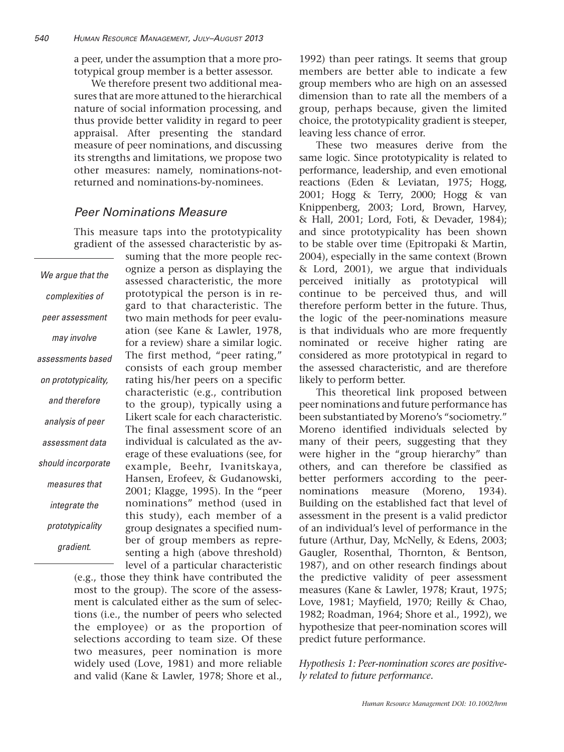a peer, under the assumption that a more prototypical group member is a better assessor.

We therefore present two additional measures that are more attuned to the hierarchical nature of social information processing, and thus provide better validity in regard to peer appraisal. After presenting the standard measure of peer nominations, and discussing its strengths and limitations, we propose two other measures: namely, nominations-not-returned and nominations-by-nominees.

## *Peer Nominations Measure*

This measure taps into the prototypicality gradient of the assessed characteristic by assuming that the more people recognize a person as displaying the assessed characteristic, the more prototypical the person is in regard to that characteristic. The two main methods for peer evaluation (see Kane & Lawler, 1978, for a review) share a similar logic. The first method, "peer rating," consists of each group member rating his/her peers on a specific characteristic (e.g., contribution to the group), typically using a Likert scale for each characteristic. The final assessment score of an individual is calculated as the average of these evaluations (see, for example, Beehr, Ivanitskaya, Hansen, Erofeev, & Gudanowski, 2001; Klagge, 1995). In the "peer nominations" method (used in this study), each member of a group designates a specified number of group members as representing a high (above threshold) level of a particular characteristic (e.g., those they think have contributed the most to the group). The score of the assessment is calculated either as the sum of selections (i.e., the number of peers who selected the employee) or as the proportion of selections according to team size. Of these two measures, peer nomination is more widely used (Love, 1981) and more reliable and valid (Kane & Lawler, 1978; Shore et al., 1992) than peer ratings. It seems that group members are better able to indicate a few group members who are high on an assessed dimension than to rate all the members of a group, perhaps because, given the limited choice, the prototypicality gradient is steeper, leaving less chance of error.

*We argue that the complexities of peer assessment may involve assessments based on prototypicality, and therefore analysis of peer assessment data should incorporate measures that integrate the prototypicality gradient.*

These two measures derive from the same logic. Since prototypicality is related to performance, leadership, and even emotional reactions (Eden & Leviatan, 1975; Hogg, 2001; Hogg & Terry, 2000; Hogg & van Knippenberg, 2003; Lord, Brown, Harvey, & Hall, 2001; Lord, Foti, & Devader, 1984); and since prototypicality has been shown to be stable over time (Epitropaki & Martin, 2004), especially in the same context (Brown & Lord, 2001), we argue that individuals perceived initially as prototypical will continue to be perceived thus, and will therefore perform better in the future. Thus, the logic of the peer-nominations measure is that individuals who are more frequently nominated or receive higher rating are considered as more prototypical in regard to the assessed characteristic, and are therefore likely to perform better.

This theoretical link proposed between peer nominations and future performance has been substantiated by Moreno's "sociometry." Moreno identified individuals selected by many of their peers, suggesting that they were higher in the "group hierarchy" than others, and can therefore be classified as better performers according to the peer-nominations measure (Moreno, 1934). Building on the established fact that level of assessment in the present is a valid predictor of an individual's level of performance in the future (Arthur, Day, McNelly, & Edens, 2003; Gaugler, Rosenthal, Thornton, & Bentson, 1987), and on other research findings about the predictive validity of peer assessment measures (Kane & Lawler, 1978; Kraut, 1975; Love, 1981; Mayfield, 1970; Reilly & Chao, 1982; Roadman, 1964; Shore et al., 1992), we hypothesize that peer-nomination scores will predict future performance.

*Hypothesis 1: Peer-nomination scores are positively related to future performance.*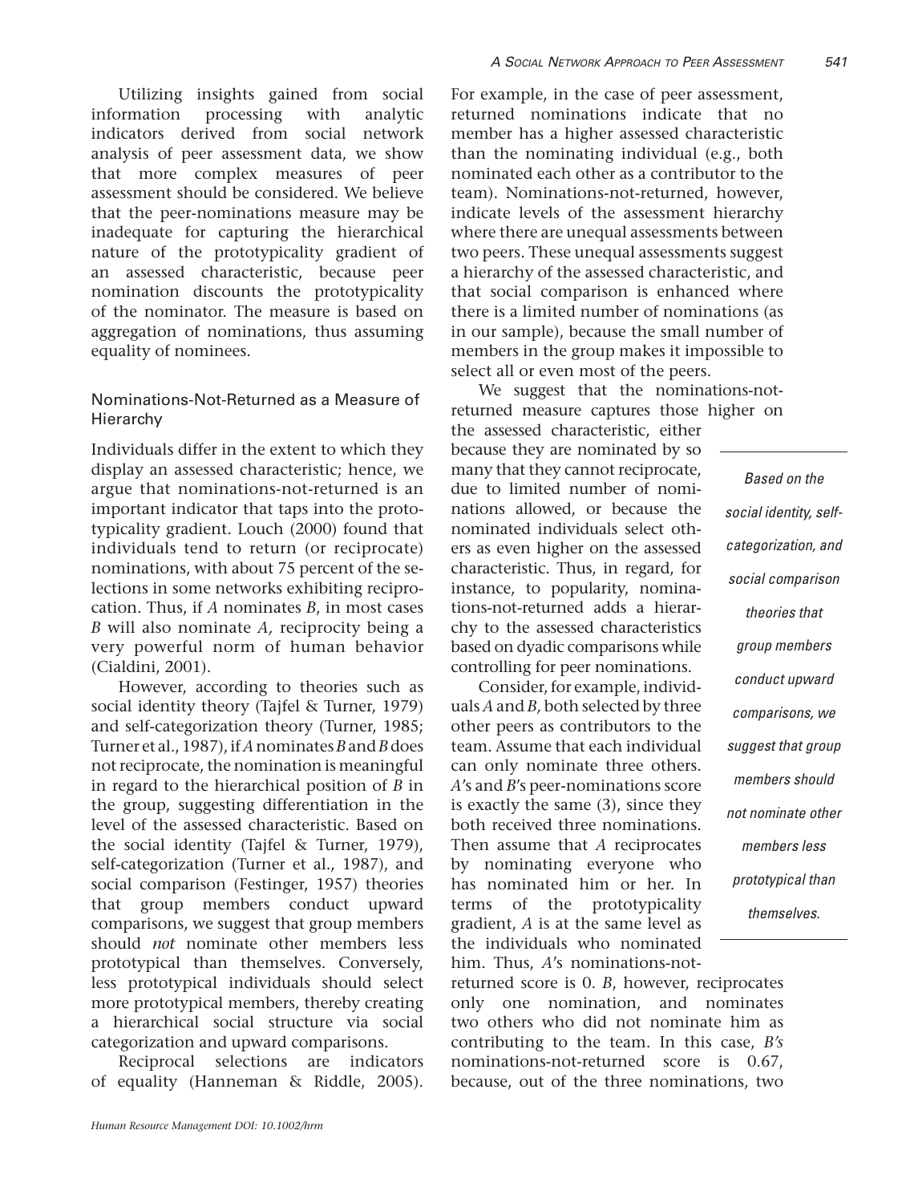Utilizing insights gained from social information processing with analytic indicators derived from social network analysis of peer assessment data, we show that more complex measures of peer assessment should be considered. We believe that the peer-nominations measure may be inadequate for capturing the hierarchical nature of the prototypicality gradient of an assessed characteristic, because peer nomination discounts the prototypicality of the nominator. The measure is based on aggregation of nominations, thus assuming equality of nominees.

## Nominations-Not-Returned as a Measure of Hierarchy

Individuals differ in the extent to which they display an assessed characteristic; hence, we argue that nominations-not-returned is an important indicator that taps into the prototypicality gradient. Louch (2000) found that individuals tend to return (or reciprocate) nominations, with about 75 percent of the selections in some networks exhibiting reciprocation. Thus, if *A* nominates *B*, in most cases *B* will also nominate *A,* reciprocity being a very powerful norm of human behavior (Cialdini, 2001).

However, according to theories such as social identity theory (Tajfel & Turner, 1979) and self-categorization theory (Turner, 1985; Turner et al., 1987), if *A* nominates *B* and *B* does not reciprocate, the nomination is meaningful in regard to the hierarchical position of *B* in the group, suggesting differentiation in the level of the assessed characteristic. Based on the social identity (Tajfel & Turner, 1979), self-categorization (Turner et al., 1987), and social comparison (Festinger, 1957) theories that group members conduct upward comparisons, we suggest that group members should *not* nominate other members less prototypical than themselves. Conversely, less prototypical individuals should select more prototypical members, thereby creating a hierarchical social structure via social categorization and upward comparisons.

Reciprocal selections are indicators of equality (Hanneman & Riddle, 2005). For example, in the case of peer assessment, returned nominations indicate that no member has a higher assessed characteristic than the nominating individual (e.g., both nominated each other as a contributor to the team). Nominations-not-returned, however, indicate levels of the assessment hierarchy where there are unequal assessments between two peers. These unequal assessments suggest a hierarchy of the assessed characteristic, and that social comparison is enhanced where there is a limited number of nominations (as in our sample), because the small number of members in the group makes it impossible to select all or even most of the peers.

We suggest that the nominations-not-returned measure captures those higher on the assessed characteristic, either because they are nominated by so many that they cannot reciprocate, due to limited number of nominations allowed, or because the nominated individuals select others as even higher on the assessed characteristic. Thus, in regard, for instance, to popularity, nominations-not-returned adds a hierarchy to the assessed characteristics based on dyadic comparisons while controlling for peer nominations.

> *Based on the social identity, self-categorization, and social comparison theories that group members conduct upward comparisons, we suggest that group members should not nominate other members less prototypical than themselves.*

Consider, for example, individuals *A* and *B,* both selected by three other peers as contributors to the team. Assume that each individual can only nominate three others. *A*'s and *B*'s peer-nominations score is exactly the same (3), since they both received three nominations. Then assume that *A* reciprocates by nominating everyone who has nominated him or her. In terms of the prototypicality gradient, *A* is at the same level as the individuals who nominated him. Thus, *A*'s nominations-not-returned score is 0. *B*, however, reciprocates only one nomination, and nominates two others who did not nominate him as contributing to the team. In this case, *B's* nominations-not-returned score is 0.67, because, out of the three nominations, two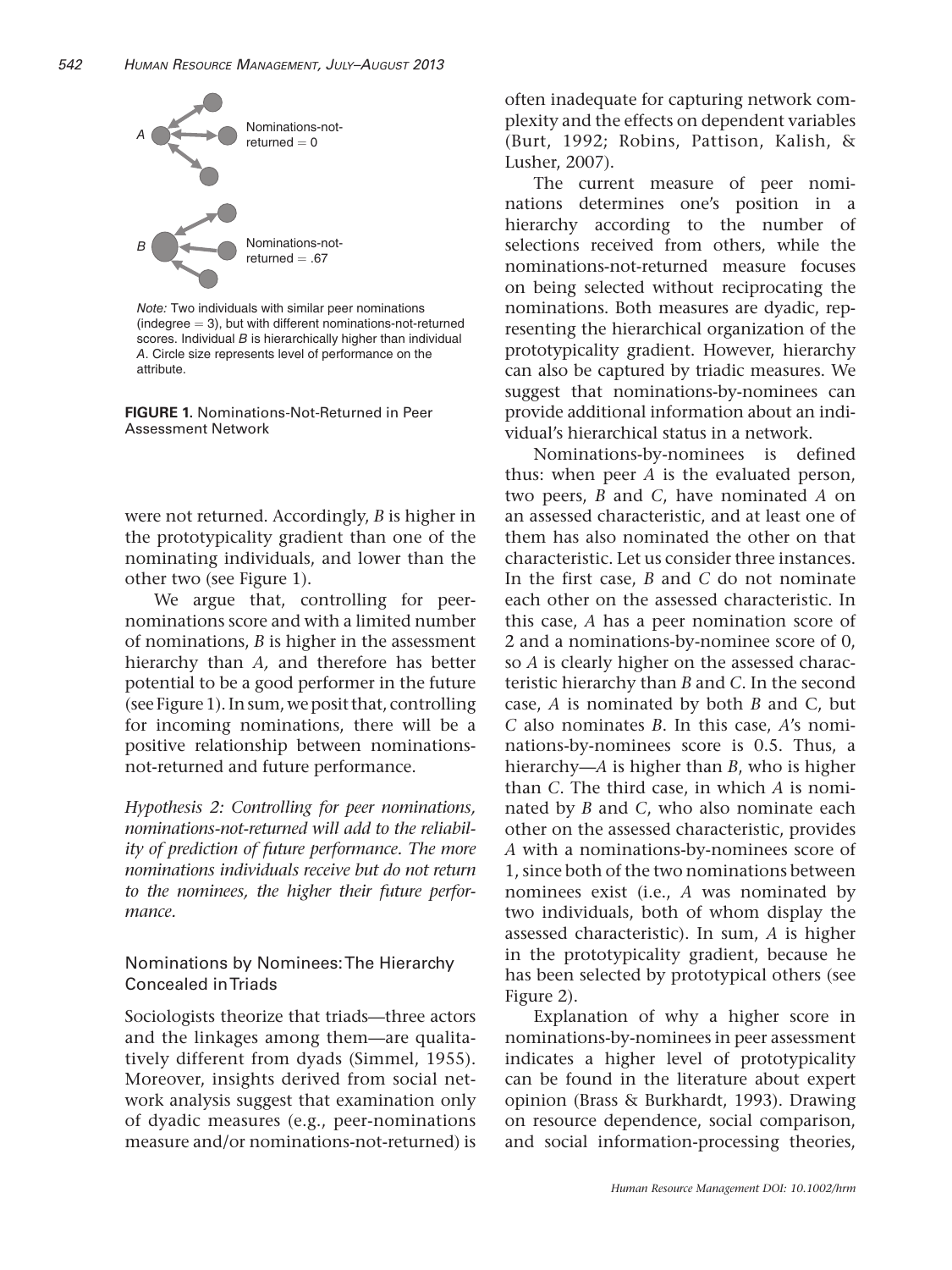A

Nominations-not-returned = 0

B

Nominations-not-returned = .67

*Note:* Two individuals with similar peer nominations (indegree = 3), but with different nominations-not-returned scores. Individual *B* is hierarchically higher than individual *A*. Circle size represents level of performance on the attribute.

**FIGURE 1.** Nominations-Not-Returned in Peer Assessment Network

were not returned. Accordingly, *B* is higher in the prototypicality gradient than one of the nominating individuals, and lower than the other two (see Figure 1).

We argue that, controlling for peer-nominations score and with a limited number of nominations, *B* is higher in the assessment hierarchy than *A,* and therefore has better potential to be a good performer in the future (see Figure 1). In sum, we posit that, controlling for incoming nominations, there will be a positive relationship between nominations-not-returned and future performance.

*Hypothesis 2: Controlling for peer nominations, nominations-not-returned will add to the reliability of prediction of future performance. The more nominations individuals receive but do not return to the nominees, the higher their future performance.*

## Nominations by Nominees: The Hierarchy Concealed in Triads

Sociologists theorize that triads—three actors and the linkages among them—are qualitatively different from dyads (Simmel, 1955). Moreover, insights derived from social network analysis suggest that examination only of dyadic measures (e.g., peer-nominations measure and/or nominations-not-returned) is often inadequate for capturing network complexity and the effects on dependent variables (Burt, 1992; Robins, Pattison, Kalish, & Lusher, 2007).

The current measure of peer nominations determines one's position in a hierarchy according to the number of selections received from others, while the nominations-not-returned measure focuses on being selected without reciprocating the nominations. Both measures are dyadic, representing the hierarchical organization of the prototypicality gradient. However, hierarchy can also be captured by triadic measures. We suggest that nominations-by-nominees can provide additional information about an individual's hierarchical status in a network.

Nominations-by-nominees is defined thus: when peer *A* is the evaluated person, two peers, *B* and *C*, have nominated *A* on an assessed characteristic, and at least one of them has also nominated the other on that characteristic. Let us consider three instances. In the first case, *B* and *C* do not nominate each other on the assessed characteristic. In this case, *A* has a peer nomination score of 2 and a nominations-by-nominee score of 0, so *A* is clearly higher on the assessed characteristic hierarchy than *B* and *C*. In the second case, *A* is nominated by both *B* and C, but *C* also nominates *B*. In this case, *A*'s nominations-by-nominees score is 0.5. Thus, a hierarchy—*A* is higher than *B*, who is higher than *C*. The third case, in which *A* is nominated by *B* and *C*, who also nominate each other on the assessed characteristic, provides *A* with a nominations-by-nominees score of 1, since both of the two nominations between nominees exist (i.e., *A* was nominated by two individuals, both of whom display the assessed characteristic). In sum, *A* is higher in the prototypicality gradient, because he has been selected by prototypical others (see Figure 2).

Explanation of why a higher score in nominations-by-nominees in peer assessment indicates a higher level of prototypicality can be found in the literature about expert opinion (Brass & Burkhardt, 1993). Drawing on resource dependence, social comparison, and social information-processing theories,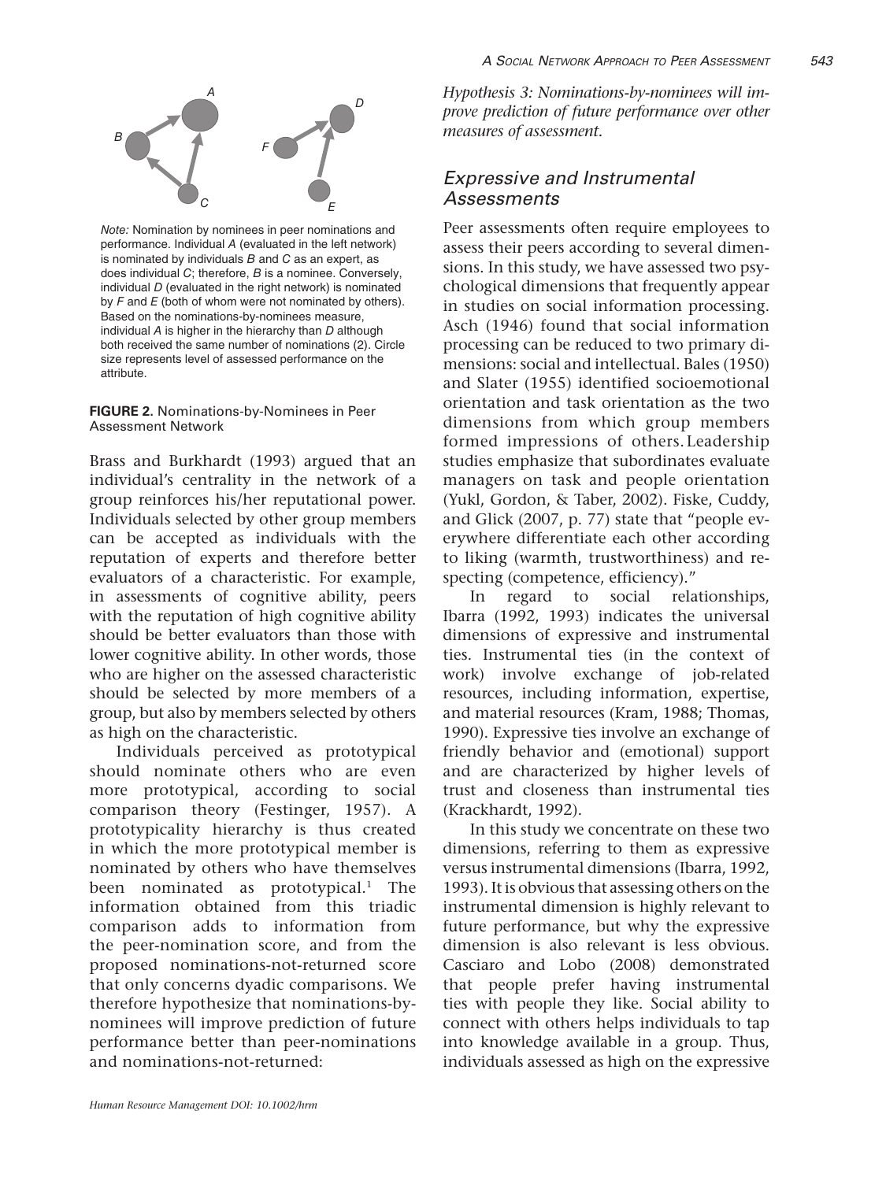*Note:* Nomination by nominees in peer nominations and performance. Individual *A* (evaluated in the left network) is nominated by individuals *B* and *C* as an expert, as does individual *C*; therefore, *B* is a nominee. Conversely, individual *D* (evaluated in the right network) is nominated by *F* and *E* (both of whom were not nominated by others). Based on the nominations-by-nominees measure, individual *A* is higher in the hierarchy than *D* although both received the same number of nominations (2). Circle size represents level of assessed performance on the attribute.

**FIGURE 2.** Nominations-by-Nominees in Peer Assessment Network

Brass and Burkhardt (1993) argued that an individual's centrality in the network of a group reinforces his/her reputational power. Individuals selected by other group members can be accepted as individuals with the reputation of experts and therefore better evaluators of a characteristic. For example, in assessments of cognitive ability, peers with the reputation of high cognitive ability should be better evaluators than those with lower cognitive ability. In other words, those who are higher on the assessed characteristic should be selected by more members of a group, but also by members selected by others as high on the characteristic.

Individuals perceived as prototypical should nominate others who are even more prototypical, according to social comparison theory (Festinger, 1957). A prototypicality hierarchy is thus created in which the more prototypical member is nominated by others who have themselves been nominated as prototypical.[1] The information obtained from this triadic comparison adds to information from the peer-nomination score, and from the proposed nominations-not-returned score that only concerns dyadic comparisons. We therefore hypothesize that nominations-by-nominees will improve prediction of future performance better than peer-nominations and nominations-not-returned:

*Hypothesis 3: Nominations-by-nominees will improve prediction of future performance over other measures of assessment.*

## Expressive and Instrumental Assessments

Peer assessments often require employees to assess their peers according to several dimensions. In this study, we have assessed two psychological dimensions that frequently appear in studies on social information processing. Asch (1946) found that social information processing can be reduced to two primary dimensions: social and intellectual. Bales (1950) and Slater (1955) identified socioemotional orientation and task orientation as the two dimensions from which group members formed impressions of others. Leadership studies emphasize that subordinates evaluate managers on task and people orientation (Yukl, Gordon, & Taber, 2002). Fiske, Cuddy, and Glick (2007, p. 77) state that "people everywhere differentiate each other according to liking (warmth, trustworthiness) and respecting (competence, efficiency)."

In regard to social relationships, Ibarra (1992, 1993) indicates the universal dimensions of expressive and instrumental ties. Instrumental ties (in the context of work) involve exchange of job-related resources, including information, expertise, and material resources (Kram, 1988; Thomas, 1990). Expressive ties involve an exchange of friendly behavior and (emotional) support and are characterized by higher levels of trust and closeness than instrumental ties (Krackhardt, 1992).

In this study we concentrate on these two dimensions, referring to them as expressive versus instrumental dimensions (Ibarra, 1992, 1993). It is obvious that assessing others on the instrumental dimension is highly relevant to future performance, but why the expressive dimension is also relevant is less obvious. Casciaro and Lobo (2008) demonstrated that people prefer having instrumental ties with people they like. Social ability to connect with others helps individuals to tap into knowledge available in a group. Thus, individuals assessed as high on the expressive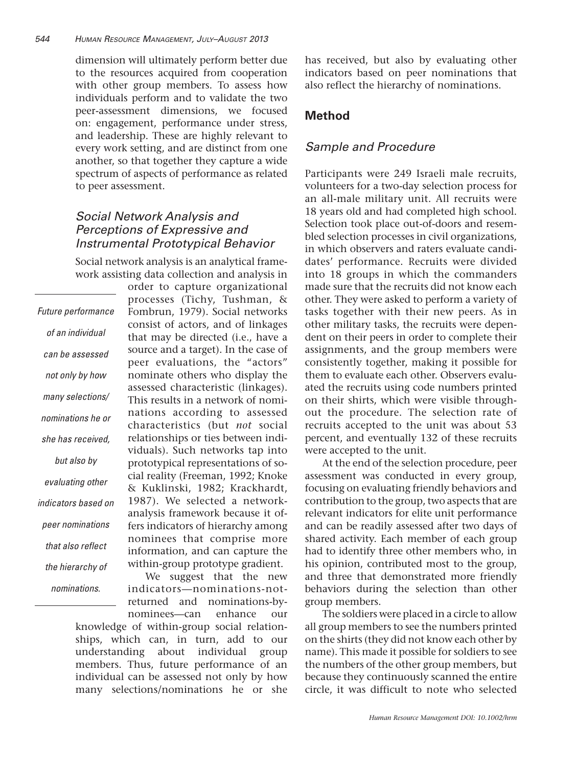dimension will ultimately perform better due to the resources acquired from cooperation with other group members. To assess how individuals perform and to validate the two peer-assessment dimensions, we focused on: engagement, performance under stress, and leadership. These are highly relevant to every work setting, and are distinct from one another, so that together they capture a wide spectrum of aspects of performance as related to peer assessment.

### *Social Network Analysis and Perceptions of Expressive and Instrumental Prototypical Behavior*

Social network analysis is an analytical framework assisting data collection and analysis in order to capture organizational processes (Tichy, Tushman, & Fombrun, 1979). Social networks consist of actors, and of linkages that may be directed (i.e., have a source and a target). In the case of peer evaluations, the "actors" nominate others who display the assessed characteristic (linkages). This results in a network of nominations according to assessed characteristics (but *not* social relationships or ties between individuals). Such networks tap into prototypical representations of social reality (Freeman, 1992; Knoke & Kuklinski, 1982; Krackhardt, 1987). We selected a network-analysis framework because it offers indicators of hierarchy among nominees that comprise more information, and can capture the within-group prototype gradient.

We suggest that the new indicators—nominations-not-returned and nominations-by-nominees—can enhance our knowledge of within-group social relationships, which can, in turn, add to our understanding about individual group members. Thus, future performance of an individual can be assessed not only by how many selections/nominations he or she has received, but also by evaluating other indicators based on peer nominations that also reflect the hierarchy of nominations.

*Future performance of an individual can be assessed not only by how many selections/nominations he or she has received, but also by evaluating other indicators based on peer nominations that also reflect the hierarchy of nominations.*

## Method

### *Sample and Procedure*

Participants were 249 Israeli male recruits, volunteers for a two-day selection process for an all-male military unit. All recruits were 18 years old and had completed high school. Selection took place out-of-doors and resembled selection processes in civil organizations, in which observers and raters evaluate candidates' performance. Recruits were divided into 18 groups in which the commanders made sure that the recruits did not know each other. They were asked to perform a variety of tasks together with their new peers. As in other military tasks, the recruits were dependent on their peers in order to complete their assignments, and the group members were consistently together, making it possible for them to evaluate each other. Observers evaluated the recruits using code numbers printed on their shirts, which were visible throughout the procedure. The selection rate of recruits accepted to the unit was about 53 percent, and eventually 132 of these recruits were accepted to the unit.

At the end of the selection procedure, peer assessment was conducted in every group, focusing on evaluating friendly behaviors and contribution to the group, two aspects that are relevant indicators for elite unit performance and can be readily assessed after two days of shared activity. Each member of each group had to identify three other members who, in his opinion, contributed most to the group, and three that demonstrated more friendly behaviors during the selection than other group members.

The soldiers were placed in a circle to allow all group members to see the numbers printed on the shirts (they did not know each other by name). This made it possible for soldiers to see the numbers of the other group members, but because they continuously scanned the entire circle, it was difficult to note who selected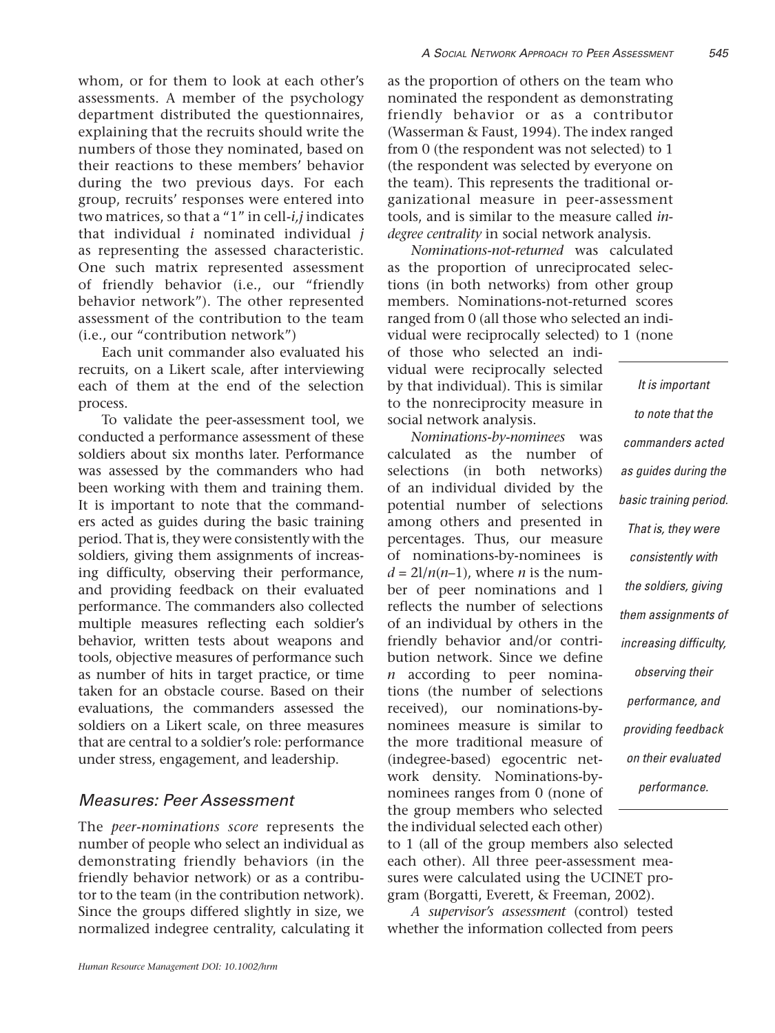whom, or for them to look at each other's assessments. A member of the psychology department distributed the questionnaires, explaining that the recruits should write the numbers of those they nominated, based on their reactions to these members' behavior during the two previous days. For each group, recruits' responses were entered into two matrices, so that a "1" in cell-*i,j* indicates that individual *i* nominated individual *j* as representing the assessed characteristic. One such matrix represented assessment of friendly behavior (i.e., our "friendly behavior network"). The other represented assessment of the contribution to the team (i.e., our "contribution network")

Each unit commander also evaluated his recruits, on a Likert scale, after interviewing each of them at the end of the selection process.

To validate the peer-assessment tool, we conducted a performance assessment of these soldiers about six months later. Performance was assessed by the commanders who had been working with them and training them. It is important to note that the commanders acted as guides during the basic training period. That is, they were consistently with the soldiers, giving them assignments of increasing difficulty, observing their performance, and providing feedback on their evaluated performance. The commanders also collected multiple measures reflecting each soldier's behavior, written tests about weapons and tools, objective measures of performance such as number of hits in target practice, or time taken for an obstacle course. Based on their evaluations, the commanders assessed the soldiers on a Likert scale, on three measures that are central to a soldier's role: performance under stress, engagement, and leadership.

## Measures: Peer Assessment

The *peer-nominations score* represents the number of people who select an individual as demonstrating friendly behaviors (in the friendly behavior network) or as a contributor to the team (in the contribution network). Since the groups differed slightly in size, we normalized indegree centrality, calculating it as the proportion of others on the team who nominated the respondent as demonstrating friendly behavior or as a contributor (Wasserman & Faust, 1994). The index ranged from 0 (the respondent was not selected) to 1 (the respondent was selected by everyone on the team). This represents the traditional organizational measure in peer-assessment tools, and is similar to the measure called *indegree centrality* in social network analysis.

*Nominations-not-returned* was calculated as the proportion of unreciprocated selections (in both networks) from other group members. Nominations-not-returned scores ranged from 0 (all those who selected an individual were reciprocally selected) to 1 (none of those who selected an individual were reciprocally selected by that individual). This is similar to the nonreciprocity measure in social network analysis.

*Nominations-by-nominees* was calculated as the number of selections (in both networks) of an individual divided by the potential number of selections among others and presented in percentages. Thus, our measure of nominations-by-nominees is $d = 2l/n(n–1)$, where $n$ is the number of peer nominations and $l$ reflects the number of selections of an individual by others in the friendly behavior and/or contribution network. Since we define $n$ according to peer nominations (the number of selections received), our nominations-by-nominees measure is similar to the more traditional measure of (indegree-based) egocentric network density. Nominations-by-nominees ranges from 0 (none of the group members who selected the individual selected each other) to 1 (all of the group members also selected each other). All three peer-assessment measures were calculated using the UCINET program (Borgatti, Everett, & Freeman, 2002).

*It is important to note that the commanders acted as guides during the basic training period. That is, they were consistently with the soldiers, giving them assignments of increasing difficulty, observing their performance, and providing feedback on their evaluated performance.*

*A supervisor's assessment* (control) tested whether the information collected from peers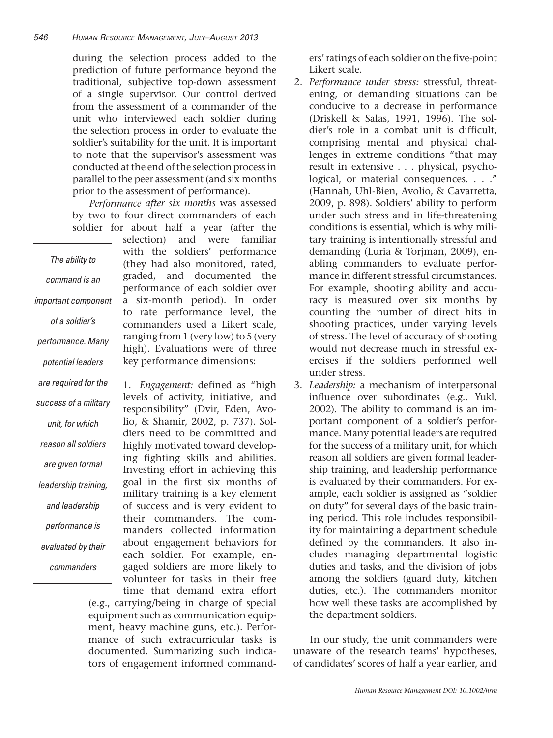during the selection process added to the prediction of future performance beyond the traditional, subjective top-down assessment of a single supervisor. Our control derived from the assessment of a commander of the unit who interviewed each soldier during the selection process in order to evaluate the soldier's suitability for the unit. It is important to note that the supervisor's assessment was conducted at the end of the selection process in parallel to the peer assessment (and six months prior to the assessment of performance).

*Performance after six months* was assessed by two to four direct commanders of each soldier for about half a year (after the selection) and were familiar with the soldiers' performance (they had also monitored, rated, graded, and documented the performance of each soldier over a six-month period). In order to rate performance level, the commanders used a Likert scale, ranging from 1 (very low) to 5 (very high). Evaluations were of three key performance dimensions:

*The ability to command is an important component of a soldier's performance. Many potential leaders are required for the success of a military unit, for which reason all soldiers are given formal leadership training, and leadership performance is evaluated by their commanders*

1. *Engagement:* defined as "high levels of activity, initiative, and responsibility" (Dvir, Eden, Avolio, & Shamir, 2002, p. 737). Soldiers need to be committed and highly motivated toward developing fighting skills and abilities. Investing effort in achieving this goal in the first six months of military training is a key element of success and is very evident to their commanders. The commanders collected information about engagement behaviors for each soldier. For example, engaged soldiers are more likely to volunteer for tasks in their free time that demand extra effort (e.g., carrying/being in charge of special equipment such as communication equipment, heavy machine guns, etc.). Performance of such extracurricular tasks is documented. Summarizing such indicators of engagement informed commanders' ratings of each soldier on the five-point Likert scale.
2. *Performance under stress:* stressful, threatening, or demanding situations can be conducive to a decrease in performance (Driskell & Salas, 1991, 1996). The soldier's role in a combat unit is difficult, comprising mental and physical challenges in extreme conditions "that may result in extensive . . . physical, psychological, or material consequences. . . ." (Hannah, Uhl-Bien, Avolio, & Cavarretta, 2009, p. 898). Soldiers' ability to perform under such stress and in life-threatening conditions is essential, which is why military training is intentionally stressful and demanding (Luria & Torjman, 2009), enabling commanders to evaluate performance in different stressful circumstances. For example, shooting ability and accuracy is measured over six months by counting the number of direct hits in shooting practices, under varying levels of stress. The level of accuracy of shooting would not decrease much in stressful exercises if the soldiers performed well under stress.
3. *Leadership:* a mechanism of interpersonal influence over subordinates (e.g., Yukl, 2002). The ability to command is an important component of a soldier's performance. Many potential leaders are required for the success of a military unit, for which reason all soldiers are given formal leadership training, and leadership performance is evaluated by their commanders. For example, each soldier is assigned as "soldier on duty" for several days of the basic training period. This role includes responsibility for maintaining a department schedule defined by the commanders. It also includes managing departmental logistic duties and tasks, and the division of jobs among the soldiers (guard duty, kitchen duties, etc.). The commanders monitor how well these tasks are accomplished by the department soldiers.

In our study, the unit commanders were unaware of the research teams' hypotheses, of candidates' scores of half a year earlier, and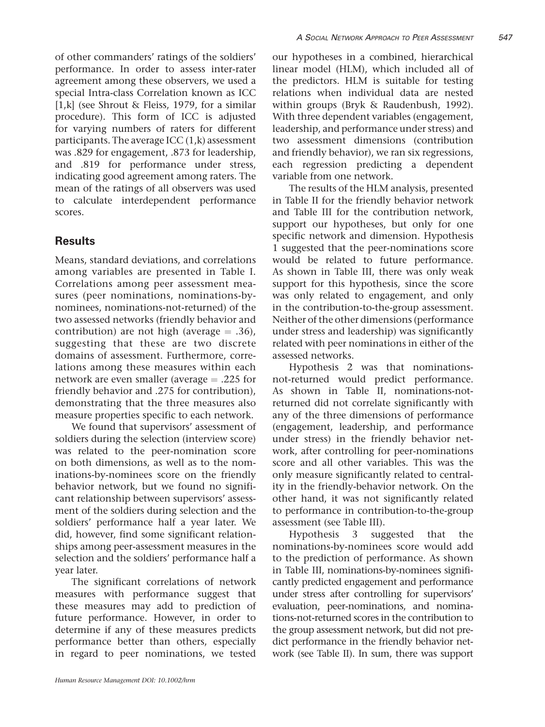of other commanders' ratings of the soldiers' performance. In order to assess inter-rater agreement among these observers, we used a special Intra-class Correlation known as ICC [1,k] (see Shrout & Fleiss, 1979, for a similar procedure). This form of ICC is adjusted for varying numbers of raters for different participants. The average ICC (1,k) assessment was .829 for engagement, .873 for leadership, and .819 for performance under stress, indicating good agreement among raters. The mean of the ratings of all observers was used to calculate interdependent performance scores.

## Results

Means, standard deviations, and correlations among variables are presented in Table I. Correlations among peer assessment measures (peer nominations, nominations-by-nominees, nominations-not-returned) of the two assessed networks (friendly behavior and contribution) are not high (average = .36), suggesting that these are two discrete domains of assessment. Furthermore, correlations among these measures within each network are even smaller (average = .225 for friendly behavior and .275 for contribution), demonstrating that the three measures also measure properties specific to each network.

We found that supervisors' assessment of soldiers during the selection (interview score) was related to the peer-nomination score on both dimensions, as well as to the nominations-by-nominees score on the friendly behavior network, but we found no significant relationship between supervisors' assessment of the soldiers during selection and the soldiers' performance half a year later. We did, however, find some significant relationships among peer-assessment measures in the selection and the soldiers' performance half a year later.

The significant correlations of network measures with performance suggest that these measures may add to prediction of future performance. However, in order to determine if any of these measures predicts performance better than others, especially in regard to peer nominations, we tested our hypotheses in a combined, hierarchical linear model (HLM), which included all of the predictors. HLM is suitable for testing relations when individual data are nested within groups (Bryk & Raudenbush, 1992). With three dependent variables (engagement, leadership, and performance under stress) and two assessment dimensions (contribution and friendly behavior), we ran six regressions, each regression predicting a dependent variable from one network.

The results of the HLM analysis, presented in Table II for the friendly behavior network and Table III for the contribution network, support our hypotheses, but only for one specific network and dimension. Hypothesis 1 suggested that the peer-nominations score would be related to future performance. As shown in Table III, there was only weak support for this hypothesis, since the score was only related to engagement, and only in the contribution-to-the-group assessment. Neither of the other dimensions (performance under stress and leadership) was significantly related with peer nominations in either of the assessed networks.

Hypothesis 2 was that nominations-not-returned would predict performance. As shown in Table II, nominations-not-returned did not correlate significantly with any of the three dimensions of performance (engagement, leadership, and performance under stress) in the friendly behavior network, after controlling for peer-nominations score and all other variables. This was the only measure significantly related to centrality in the friendly-behavior network. On the other hand, it was not significantly related to performance in contribution-to-the-group assessment (see Table III).

Hypothesis 3 suggested that the nominations-by-nominees score would add to the prediction of performance. As shown in Table III, nominations-by-nominees significantly predicted engagement and performance under stress after controlling for supervisors' evaluation, peer-nominations, and nominations-not-returned scores in the contribution to the group assessment network, but did not predict performance in the friendly behavior network (see Table II). In sum, there was support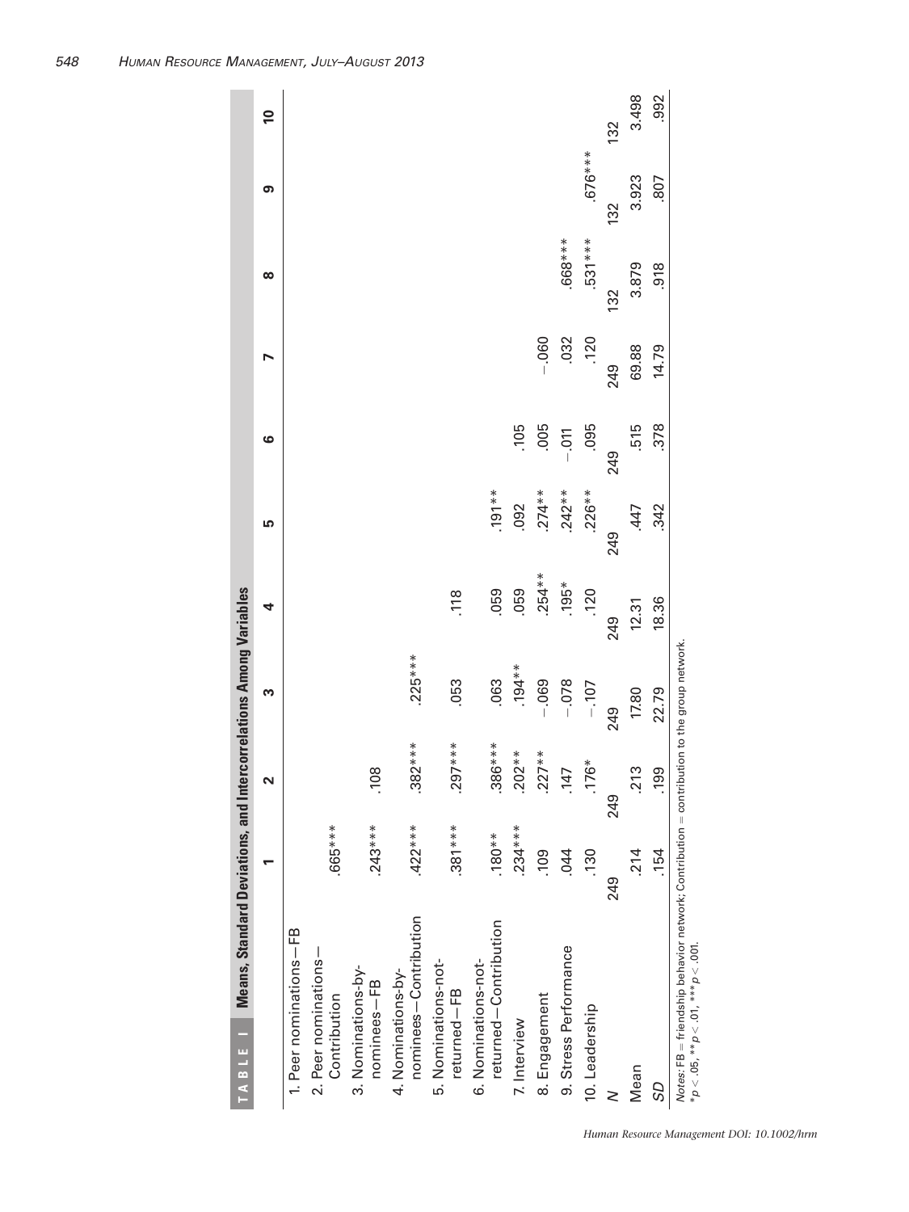**TABLE I Means, Standard Deviations, and Intercorrelations Among Variables**

| | 1 | 2 | 3 | 4 | 5 | 6 | 7 | 8 | 9 | 10 |
|---|---|---|---|---|---|---|---|---|---|---|
| 1. Peer nominations—FB | | | | | | | | | | |
| 2. Peer nominations—Contribution | .665*** | | | | | | | | | |
| 3. Nominations-by-nominees—FB | .243*** | .108 | | | | | | | | |
| 4. Nominations-by-nominees—Contribution | .422*** | .382*** | .225*** | | | | | | | |
| 5. Nominations-not-returned—FB | .381*** | .297*** | .053 | .118 | | | | | | |
| 6. Nominations-not-returned—Contribution | .180** | .386*** | .063 | .059 | .191** | | | | | |
| 7. Interview | .234*** | .202** | .194** | .059 | .092 | .105 | | | | |
| 8. Engagement | .109 | .227** | −.069 | .254** | .274** | .005 | −.060 | | | |
| 9. Stress Performance | .044 | .147 | −.078 | .195* | .242** | −.011 | .032 | .668*** | | |
| 10. Leadership | .130 | .176* | −.107 | .120 | .226** | .095 | .120 | .531*** | .676*** | |
| $N$ | 249 | 249 | 249 | 249 | 249 | 249 | 249 | 132 | 132 | 132 |
| Mean | .214 | .213 | 17.80 | 12.31 | .447 | .515 | 69.88 | 3.879 | 3.923 | 3.498 |
| $SD$ | .154 | .199 | 22.79 | 18.36 | .342 | .378 | 14.79 | .918 | .807 | .992 |

*Notes*: FB = friendship behavior network; Contribution = contribution to the group network.
$*p < .05$, $**p < .01$, $***p < .001$.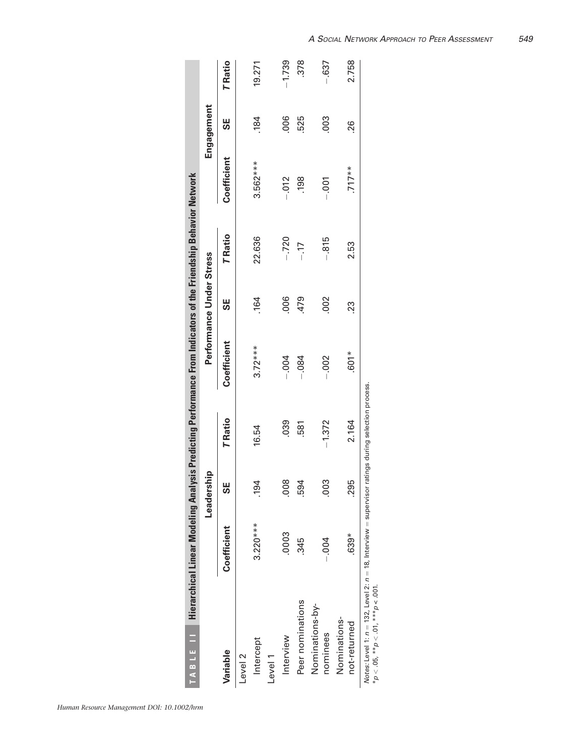**TABLE 11** Hierarchical Linear Modeling Analysis Predicting Performance From Indicators of the Friendship Behavior Network

| Variable | Leadership | | | Performance Under Stress | | | Engagement | | |
|---|---|---|---|---|---|---|---|---|---|
| | Coefficient | SE | T Ratio | Coefficient | SE | T Ratio | Coefficient | SE | T Ratio |
| Level 2 | | | | | | | | | |
| Intercept | 3.220*** | .194 | 16.54 | 3.72*** | .164 | 22.636 | 3.562*** | .184 | 19.271 |
| Level 1 | | | | | | | | | |
| Interview | .0003 | .008 | .039 | −.004 | .006 | −.720 | −.012 | .006 | −1.739 |
| Peer nominations | .345 | .594 | .581 | −.084 | .479 | −.17 | .198 | .525 | .378 |
| Nominations-by-nominees | −.004 | .003 | −1.372 | −.002 | .002 | −.815 | −.001 | .003 | −.637 |
| Nominations-not-returned | .639* | .295 | 2.164 | .601* | .23 | 2.53 | .717** | .26 | 2.758 |

*Notes*: Level 1: $n = 132$, Level 2: $n = 18$, Interview = supervisor ratings during selection process.
$*p < .05$, $**p < .01$, $***p < .001$.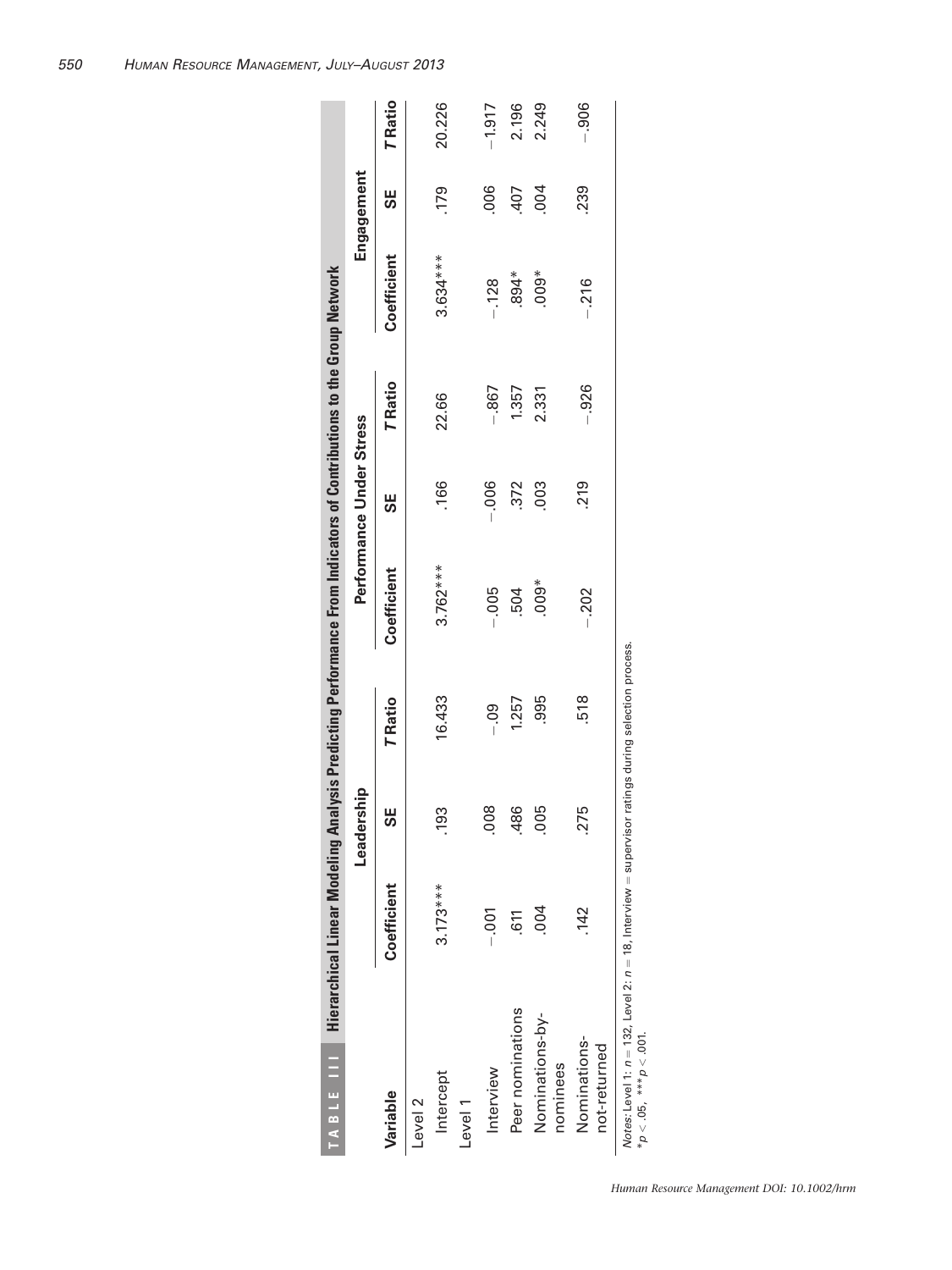**TABLE III** Hierarchical Linear Modeling Analysis Predicting Performance From Indicators of Contributions to the Group Network

| Variable | Leadership | | | Performance Under Stress | | | Engagement | | |
|---|---|---|---|---|---|---|---|---|---|
| | Coefficient | SE | *T* Ratio | Coefficient | SE | *T* Ratio | Coefficient | SE | *T* Ratio |
| Level 2 | | | | | | | | | |
| Intercept | 3.173*** | .193 | 16.433 | 3.762*** | .166 | 22.66 | 3.634*** | .179 | 20.226 |
| Level 1 | | | | | | | | | |
| Interview | −.001 | .008 | −.09 | −.005 | −.006 | −.867 | −.128 | .006 | −1.917 |
| Peer nominations | .611 | .486 | 1.257 | .504 | .372 | 1.357 | .894* | .407 | 2.196 |
| Nominations-by-nominees | .004 | .005 | .995 | .009* | .003 | 2.331 | .009* | .004 | 2.249 |
| Nominations-not-returned | .142 | .275 | .518 | −.202 | .219 | −.926 | −.216 | .239 | −.906 |

*Notes*: Level 1: $n = 132$, Level 2: $n = 18$, Interview = supervisor ratings during selection process.
$^{*}p < .05$, $^{***}p < .001$.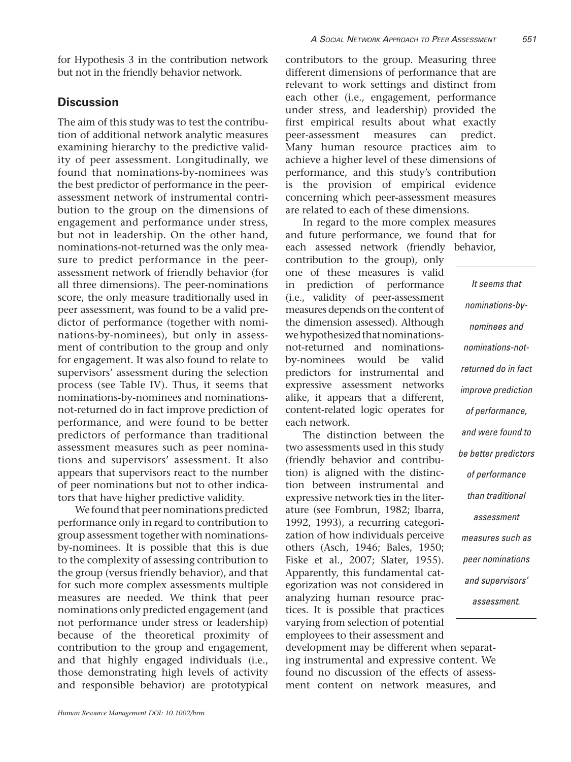for Hypothesis 3 in the contribution network but not in the friendly behavior network.

## Discussion

The aim of this study was to test the contribution of additional network analytic measures examining hierarchy to the predictive validity of peer assessment. Longitudinally, we found that nominations-by-nominees was the best predictor of performance in the peer-assessment network of instrumental contribution to the group on the dimensions of engagement and performance under stress, but not in leadership. On the other hand, nominations-not-returned was the only measure to predict performance in the peer-assessment network of friendly behavior (for all three dimensions). The peer-nominations score, the only measure traditionally used in peer assessment, was found to be a valid predictor of performance (together with nominations-by-nominees), but only in assessment of contribution to the group and only for engagement. It was also found to relate to supervisors' assessment during the selection process (see Table IV). Thus, it seems that nominations-by-nominees and nominations-not-returned do in fact improve prediction of performance, and were found to be better predictors of performance than traditional assessment measures such as peer nominations and supervisors' assessment. It also appears that supervisors react to the number of peer nominations but not to other indicators that have higher predictive validity.

We found that peer nominations predicted performance only in regard to contribution to group assessment together with nominations-by-nominees. It is possible that this is due to the complexity of assessing contribution to the group (versus friendly behavior), and that for such more complex assessments multiple measures are needed. We think that peer nominations only predicted engagement (and not performance under stress or leadership) because of the theoretical proximity of contribution to the group and engagement, and that highly engaged individuals (i.e., those demonstrating high levels of activity and responsible behavior) are prototypical contributors to the group. Measuring three different dimensions of performance that are relevant to work settings and distinct from each other (i.e., engagement, performance under stress, and leadership) provided the first empirical results about what exactly peer-assessment measures can predict. Many human resource practices aim to achieve a higher level of these dimensions of performance, and this study's contribution is the provision of empirical evidence concerning which peer-assessment measures are related to each of these dimensions.

In regard to the more complex measures and future performance, we found that for each assessed network (friendly behavior, contribution to the group), only one of these measures is valid in prediction of performance (i.e., validity of peer-assessment measures depends on the content of the dimension assessed). Although we hypothesized that nominations-not-returned and nominations-by-nominees would be valid predictors for instrumental and expressive assessment networks alike, it appears that a different, content-related logic operates for each network.

*It seems that nominations-by-nominees and nominations-not-returned do in fact improve prediction of performance, and were found to be better predictors of performance than traditional assessment measures such as peer nominations and supervisors' assessment.*

The distinction between the two assessments used in this study (friendly behavior and contribution) is aligned with the distinction between instrumental and expressive network ties in the literature (see Fombrun, 1982; Ibarra, 1992, 1993), a recurring categorization of how individuals perceive others (Asch, 1946; Bales, 1950; Fiske et al., 2007; Slater, 1955). Apparently, this fundamental categorization was not considered in analyzing human resource practices. It is possible that practices varying from selection of potential employees to their assessment and development may be different when separating instrumental and expressive content. We found no discussion of the effects of assessment content on network measures, and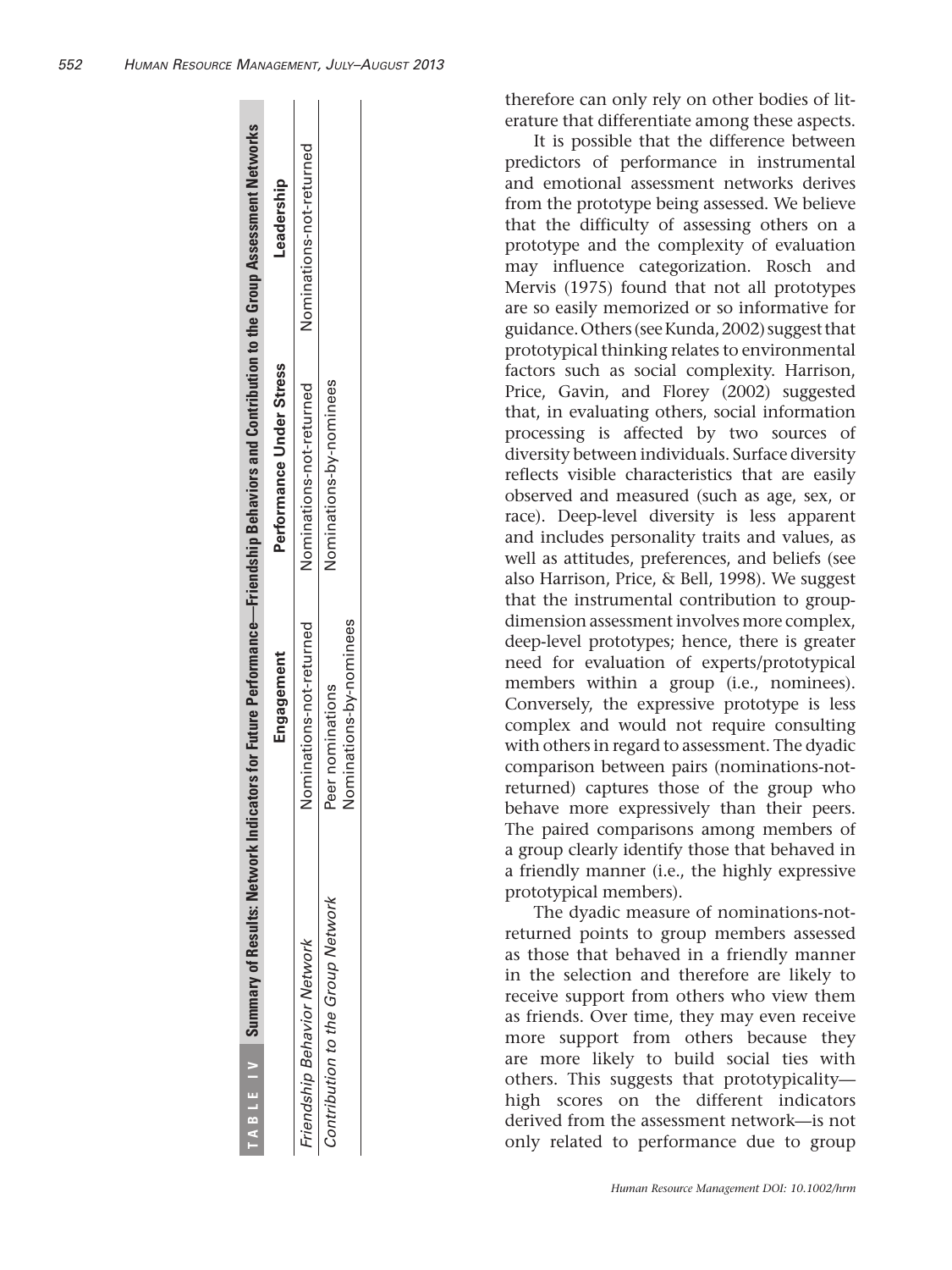**TABLE IV Summary of Results: Network Indicators for Future Performance—Friendship Behaviors and Contribution to the Group Assessment Networks**

| | Engagement | Performance Under Stress | Leadership |
|---|---|---|---|
| *Friendship Behavior Network* | Nominations-not-returned | Nominations-not-returned | Nominations-not-returned |
| *Contribution to the Group Network* | Peer nominations<br>Nominations-by-nominees | Nominations-by-nominees | |

therefore can only rely on other bodies of literature that differentiate among these aspects.

It is possible that the difference between predictors of performance in instrumental and emotional assessment networks derives from the prototype being assessed. We believe that the difficulty of assessing others on a prototype and the complexity of evaluation may influence categorization. Rosch and Mervis (1975) found that not all prototypes are so easily memorized or so informative for guidance. Others (see Kunda, 2002) suggest that prototypical thinking relates to environmental factors such as social complexity. Harrison, Price, Gavin, and Florey (2002) suggested that, in evaluating others, social information processing is affected by two sources of diversity between individuals. Surface diversity reflects visible characteristics that are easily observed and measured (such as age, sex, or race). Deep-level diversity is less apparent and includes personality traits and values, as well as attitudes, preferences, and beliefs (see also Harrison, Price, & Bell, 1998). We suggest that the instrumental contribution to group-dimension assessment involves more complex, deep-level prototypes; hence, there is greater need for evaluation of experts/prototypical members within a group (i.e., nominees). Conversely, the expressive prototype is less complex and would not require consulting with others in regard to assessment. The dyadic comparison between pairs (nominations-not-returned) captures those of the group who behave more expressively than their peers. The paired comparisons among members of a group clearly identify those that behaved in a friendly manner (i.e., the highly expressive prototypical members).

The dyadic measure of nominations-not-returned points to group members assessed as those that behaved in a friendly manner in the selection and therefore are likely to receive support from others who view them as friends. Over time, they may even receive more support from others because they are more likely to build social ties with others. This suggests that prototypicality—high scores on the different indicators derived from the assessment network—is not only related to performance due to group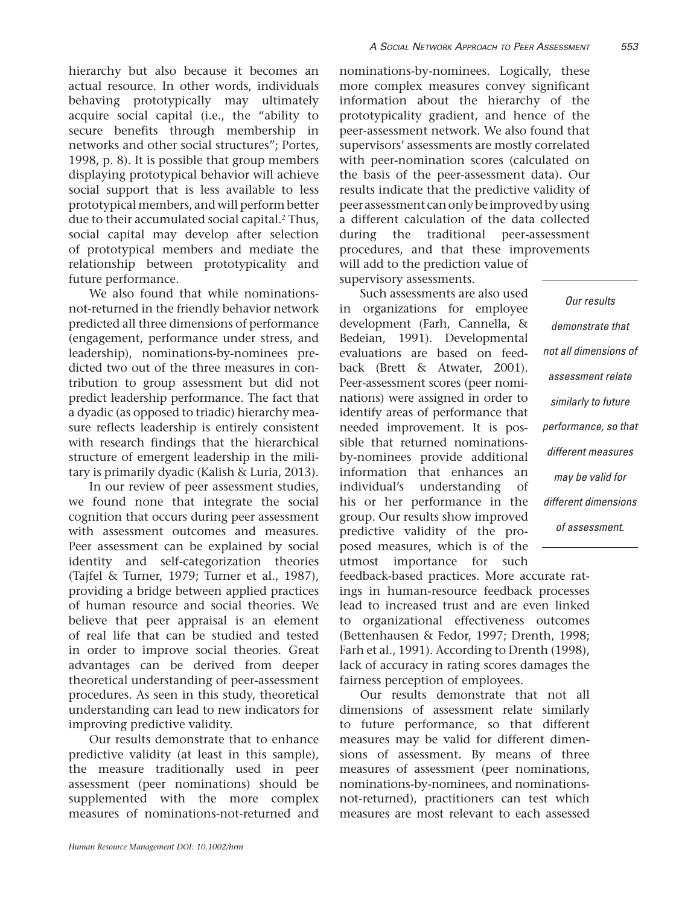hierarchy but also because it becomes an actual resource. In other words, individuals behaving prototypically may ultimately acquire social capital (i.e., the "ability to secure benefits through membership in networks and other social structures"; Portes, 1998, p. 8). It is possible that group members displaying prototypical behavior will achieve social support that is less available to less prototypical members, and will perform better due to their accumulated social capital.[2] Thus, social capital may develop after selection of prototypical members and mediate the relationship between prototypicality and future performance.

We also found that while nominations-not-returned in the friendly behavior network predicted all three dimensions of performance (engagement, performance under stress, and leadership), nominations-by-nominees predicted two out of the three measures in contribution to group assessment but did not predict leadership performance. The fact that a dyadic (as opposed to triadic) hierarchy measure reflects leadership is entirely consistent with research findings that the hierarchical structure of emergent leadership in the military is primarily dyadic (Kalish & Luria, 2013).

In our review of peer assessment studies, we found none that integrate the social cognition that occurs during peer assessment with assessment outcomes and measures. Peer assessment can be explained by social identity and self-categorization theories (Tajfel & Turner, 1979; Turner et al., 1987), providing a bridge between applied practices of human resource and social theories. We believe that peer appraisal is an element of real life that can be studied and tested in order to improve social theories. Great advantages can be derived from deeper theoretical understanding of peer-assessment procedures. As seen in this study, theoretical understanding can lead to new indicators for improving predictive validity.

Our results demonstrate that to enhance predictive validity (at least in this sample), the measure traditionally used in peer assessment (peer nominations) should be supplemented with the more complex measures of nominations-not-returned and nominations-by-nominees. Logically, these more complex measures convey significant information about the hierarchy of the prototypicality gradient, and hence of the peer-assessment network. We also found that supervisors' assessments are mostly correlated with peer-nomination scores (calculated on the basis of the peer-assessment data). Our results indicate that the predictive validity of peer assessment can only be improved by using a different calculation of the data collected during the traditional peer-assessment procedures, and that these improvements will add to the prediction value of supervisory assessments.

Such assessments are also used in organizations for employee development (Farh, Cannella, & Bedeian, 1991). Developmental evaluations are based on feedback (Brett & Atwater, 2001). Peer-assessment scores (peer nominations) were assigned in order to identify areas of performance that needed improvement. It is possible that returned nominations-by-nominees provide additional information that enhances an individual's understanding of his or her performance in the group. Our results show improved predictive validity of the proposed measures, which is of the utmost importance for such feedback-based practices. More accurate ratings in human-resource feedback processes lead to increased trust and are even linked to organizational effectiveness outcomes (Bettenhausen & Fedor, 1997; Drenth, 1998; Farh et al., 1991). According to Drenth (1998), lack of accuracy in rating scores damages the fairness perception of employees.

*Our results demonstrate that not all dimensions of assessment relate similarly to future performance, so that different measures may be valid for different dimensions of assessment.*

Our results demonstrate that not all dimensions of assessment relate similarly to future performance, so that different measures may be valid for different dimensions of assessment. By means of three measures of assessment (peer nominations, nominations-by-nominees, and nominations-not-returned), practitioners can test which measures are most relevant to each assessed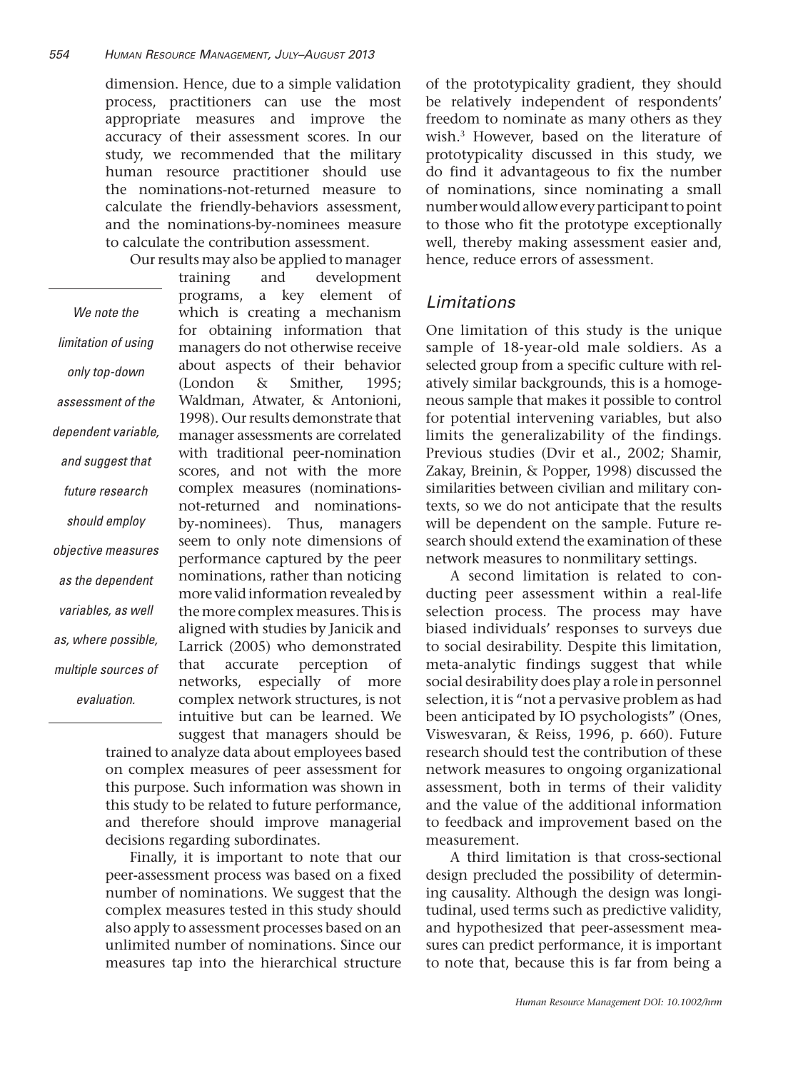dimension. Hence, due to a simple validation process, practitioners can use the most appropriate measures and improve the accuracy of their assessment scores. In our study, we recommended that the military human resource practitioner should use the nominations-not-returned measure to calculate the friendly-behaviors assessment, and the nominations-by-nominees measure to calculate the contribution assessment.

Our results may also be applied to manager training and development programs, a key element of which is creating a mechanism for obtaining information that managers do not otherwise receive about aspects of their behavior (London & Smither, 1995; Waldman, Atwater, & Antonioni, 1998). Our results demonstrate that manager assessments are correlated with traditional peer-nomination scores, and not with the more complex measures (nominations-not-returned and nominations-by-nominees). Thus, managers seem to only note dimensions of performance captured by the peer nominations, rather than noticing more valid information revealed by the more complex measures. This is aligned with studies by Janicik and Larrick (2005) who demonstrated that accurate perception of networks, especially of more complex network structures, is not intuitive but can be learned. We suggest that managers should be trained to analyze data about employees based on complex measures of peer assessment for this purpose. Such information was shown in this study to be related to future performance, and therefore should improve managerial decisions regarding subordinates.

> *We note the limitation of using only top-down assessment of the dependent variable, and suggest that future research should employ objective measures as the dependent variables, as well as, where possible, multiple sources of evaluation.*

Finally, it is important to note that our peer-assessment process was based on a fixed number of nominations. We suggest that the complex measures tested in this study should also apply to assessment processes based on an unlimited number of nominations. Since our measures tap into the hierarchical structure of the prototypicality gradient, they should be relatively independent of respondents' freedom to nominate as many others as they wish.[3] However, based on the literature of prototypicality discussed in this study, we do find it advantageous to fix the number of nominations, since nominating a small number would allow every participant to point to those who fit the prototype exceptionally well, thereby making assessment easier and, hence, reduce errors of assessment.

## Limitations

One limitation of this study is the unique sample of 18-year-old male soldiers. As a selected group from a specific culture with relatively similar backgrounds, this is a homogeneous sample that makes it possible to control for potential intervening variables, but also limits the generalizability of the findings. Previous studies (Dvir et al., 2002; Shamir, Zakay, Breinin, & Popper, 1998) discussed the similarities between civilian and military contexts, so we do not anticipate that the results will be dependent on the sample. Future research should extend the examination of these network measures to nonmilitary settings.

A second limitation is related to conducting peer assessment within a real-life selection process. The process may have biased individuals' responses to surveys due to social desirability. Despite this limitation, meta-analytic findings suggest that while social desirability does play a role in personnel selection, it is "not a pervasive problem as had been anticipated by IO psychologists" (Ones, Viswesvaran, & Reiss, 1996, p. 660). Future research should test the contribution of these network measures to ongoing organizational assessment, both in terms of their validity and the value of the additional information to feedback and improvement based on the measurement.

A third limitation is that cross-sectional design precluded the possibility of determining causality. Although the design was longitudinal, used terms such as predictive validity, and hypothesized that peer-assessment measures can predict performance, it is important to note that, because this is far from being a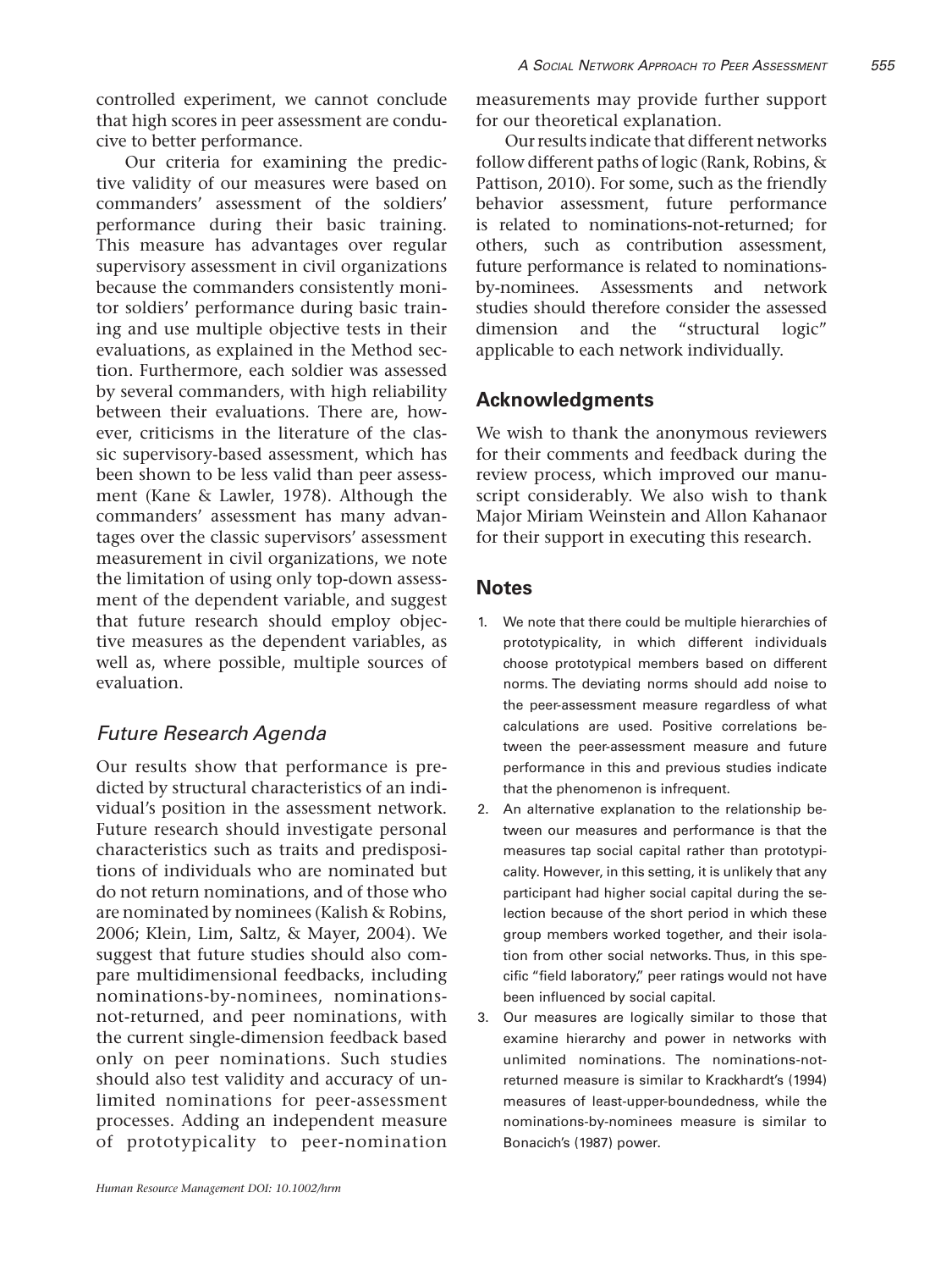controlled experiment, we cannot conclude that high scores in peer assessment are conducive to better performance.

Our criteria for examining the predictive validity of our measures were based on commanders' assessment of the soldiers' performance during their basic training. This measure has advantages over regular supervisory assessment in civil organizations because the commanders consistently monitor soldiers' performance during basic training and use multiple objective tests in their evaluations, as explained in the Method section. Furthermore, each soldier was assessed by several commanders, with high reliability between their evaluations. There are, however, criticisms in the literature of the classic supervisory-based assessment, which has been shown to be less valid than peer assessment (Kane & Lawler, 1978). Although the commanders' assessment has many advantages over the classic supervisors' assessment measurement in civil organizations, we note the limitation of using only top-down assessment of the dependent variable, and suggest that future research should employ objective measures as the dependent variables, as well as, where possible, multiple sources of evaluation.

### Future Research Agenda

Our results show that performance is predicted by structural characteristics of an individual's position in the assessment network. Future research should investigate personal characteristics such as traits and predispositions of individuals who are nominated but do not return nominations, and of those who are nominated by nominees (Kalish & Robins, 2006; Klein, Lim, Saltz, & Mayer, 2004). We suggest that future studies should also compare multidimensional feedbacks, including nominations-by-nominees, nominations-not-returned, and peer nominations, with the current single-dimension feedback based only on peer nominations. Such studies should also test validity and accuracy of unlimited nominations for peer-assessment processes. Adding an independent measure of prototypicality to peer-nomination measurements may provide further support for our theoretical explanation.

Our results indicate that different networks follow different paths of logic (Rank, Robins, & Pattison, 2010). For some, such as the friendly behavior assessment, future performance is related to nominations-not-returned; for others, such as contribution assessment, future performance is related to nominations-by-nominees. Assessments and network studies should therefore consider the assessed dimension and the "structural logic" applicable to each network individually.

## Acknowledgments

We wish to thank the anonymous reviewers for their comments and feedback during the review process, which improved our manuscript considerably. We also wish to thank Major Miriam Weinstein and Allon Kahanaor for their support in executing this research.

## Notes

1. We note that there could be multiple hierarchies of prototypicality, in which different individuals choose prototypical members based on different norms. The deviating norms should add noise to the peer-assessment measure regardless of what calculations are used. Positive correlations between the peer-assessment measure and future performance in this and previous studies indicate that the phenomenon is infrequent.
2. An alternative explanation to the relationship between our measures and performance is that the measures tap social capital rather than prototypicality. However, in this setting, it is unlikely that any participant had higher social capital during the selection because of the short period in which these group members worked together, and their isolation from other social networks. Thus, in this specific "field laboratory," peer ratings would not have been influenced by social capital.
3. Our measures are logically similar to those that examine hierarchy and power in networks with unlimited nominations. The nominations-not-returned measure is similar to Krackhardt's (1994) measures of least-upper-boundedness, while the nominations-by-nominees measure is similar to Bonacich's (1987) power.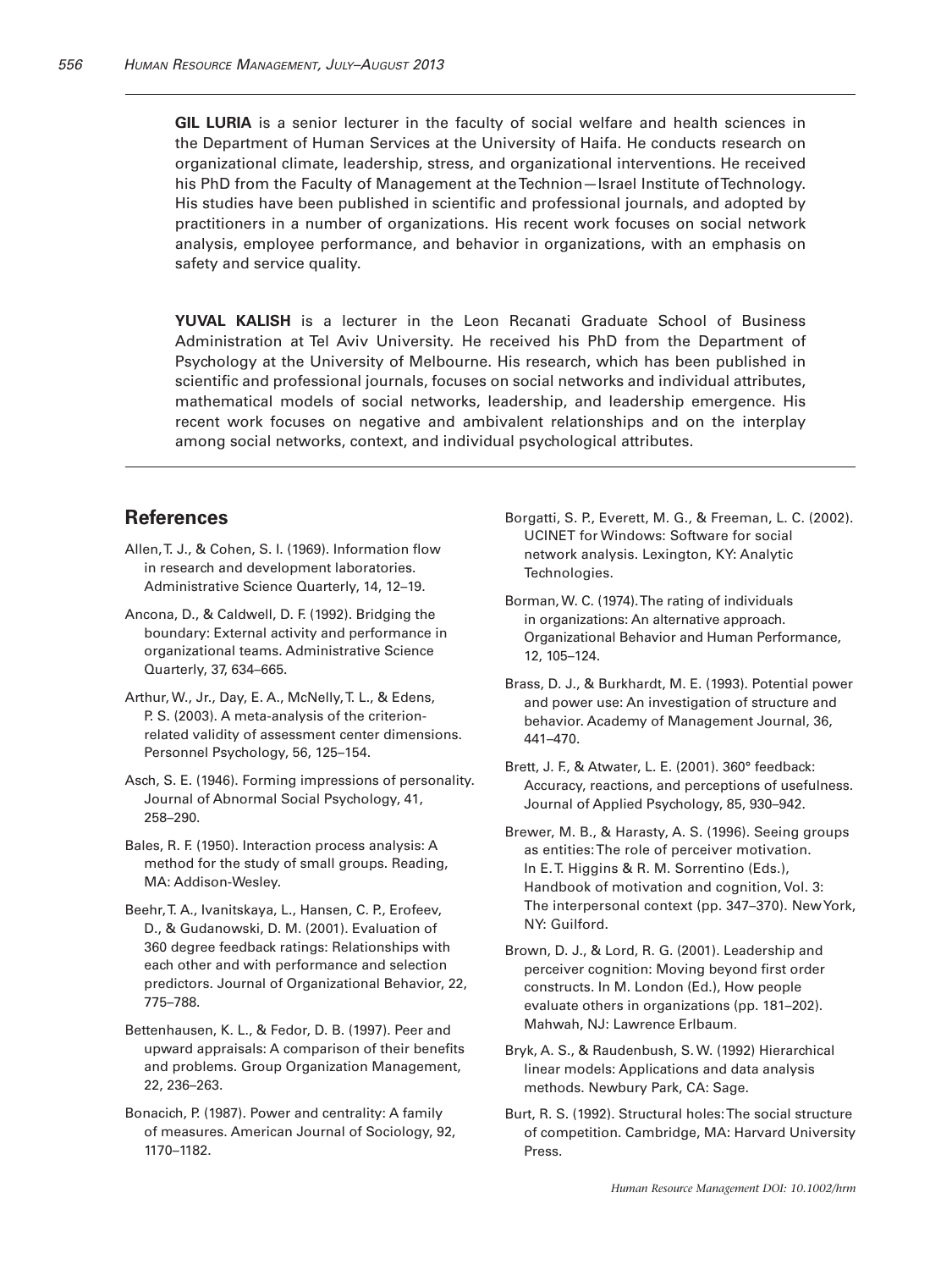**GIL LURIA** is a senior lecturer in the faculty of social welfare and health sciences in the Department of Human Services at the University of Haifa. He conducts research on organizational climate, leadership, stress, and organizational interventions. He received his PhD from the Faculty of Management at the Technion—Israel Institute of Technology. His studies have been published in scientific and professional journals, and adopted by practitioners in a number of organizations. His recent work focuses on social network analysis, employee performance, and behavior in organizations, with an emphasis on safety and service quality.

**YUVAL KALISH** is a lecturer in the Leon Recanati Graduate School of Business Administration at Tel Aviv University. He received his PhD from the Department of Psychology at the University of Melbourne. His research, which has been published in scientific and professional journals, focuses on social networks and individual attributes, mathematical models of social networks, leadership, and leadership emergence. His recent work focuses on negative and ambivalent relationships and on the interplay among social networks, context, and individual psychological attributes.

## References

Allen, T. J., & Cohen, S. I. (1969). Information flow in research and development laboratories. Administrative Science Quarterly, 14, 12–19.

Ancona, D., & Caldwell, D. F. (1992). Bridging the boundary: External activity and performance in organizational teams. Administrative Science Quarterly, 37, 634–665.

Arthur, W., Jr., Day, E. A., McNelly, T. L., & Edens, P. S. (2003). A meta-analysis of the criterion-related validity of assessment center dimensions. Personnel Psychology, 56, 125–154.

Asch, S. E. (1946). Forming impressions of personality. Journal of Abnormal Social Psychology, 41, 258–290.

Bales, R. F. (1950). Interaction process analysis: A method for the study of small groups. Reading, MA: Addison-Wesley.

Beehr, T. A., Ivanitskaya, L., Hansen, C. P., Erofeev, D., & Gudanowski, D. M. (2001). Evaluation of 360 degree feedback ratings: Relationships with each other and with performance and selection predictors. Journal of Organizational Behavior, 22, 775–788.

Bettenhausen, K. L., & Fedor, D. B. (1997). Peer and upward appraisals: A comparison of their benefits and problems. Group Organization Management, 22, 236–263.

Bonacich, P. (1987). Power and centrality: A family of measures. American Journal of Sociology, 92, 1170–1182.

Borgatti, S. P., Everett, M. G., & Freeman, L. C. (2002). UCINET for Windows: Software for social network analysis. Lexington, KY: Analytic Technologies.

Borman, W. C. (1974). The rating of individuals in organizations: An alternative approach. Organizational Behavior and Human Performance, 12, 105–124.

Brass, D. J., & Burkhardt, M. E. (1993). Potential power and power use: An investigation of structure and behavior. Academy of Management Journal, 36, 441–470.

Brett, J. F., & Atwater, L. E. (2001). 360° feedback: Accuracy, reactions, and perceptions of usefulness. Journal of Applied Psychology, 85, 930–942.

Brewer, M. B., & Harasty, A. S. (1996). Seeing groups as entities: The role of perceiver motivation. In E. T. Higgins & R. M. Sorrentino (Eds.), Handbook of motivation and cognition, Vol. 3: The interpersonal context (pp. 347–370). New York, NY: Guilford.

Brown, D. J., & Lord, R. G. (2001). Leadership and perceiver cognition: Moving beyond first order constructs. In M. London (Ed.), How people evaluate others in organizations (pp. 181–202). Mahwah, NJ: Lawrence Erlbaum.

Bryk, A. S., & Raudenbush, S. W. (1992) Hierarchical linear models: Applications and data analysis methods. Newbury Park, CA: Sage.

Burt, R. S. (1992). Structural holes: The social structure of competition. Cambridge, MA: Harvard University Press.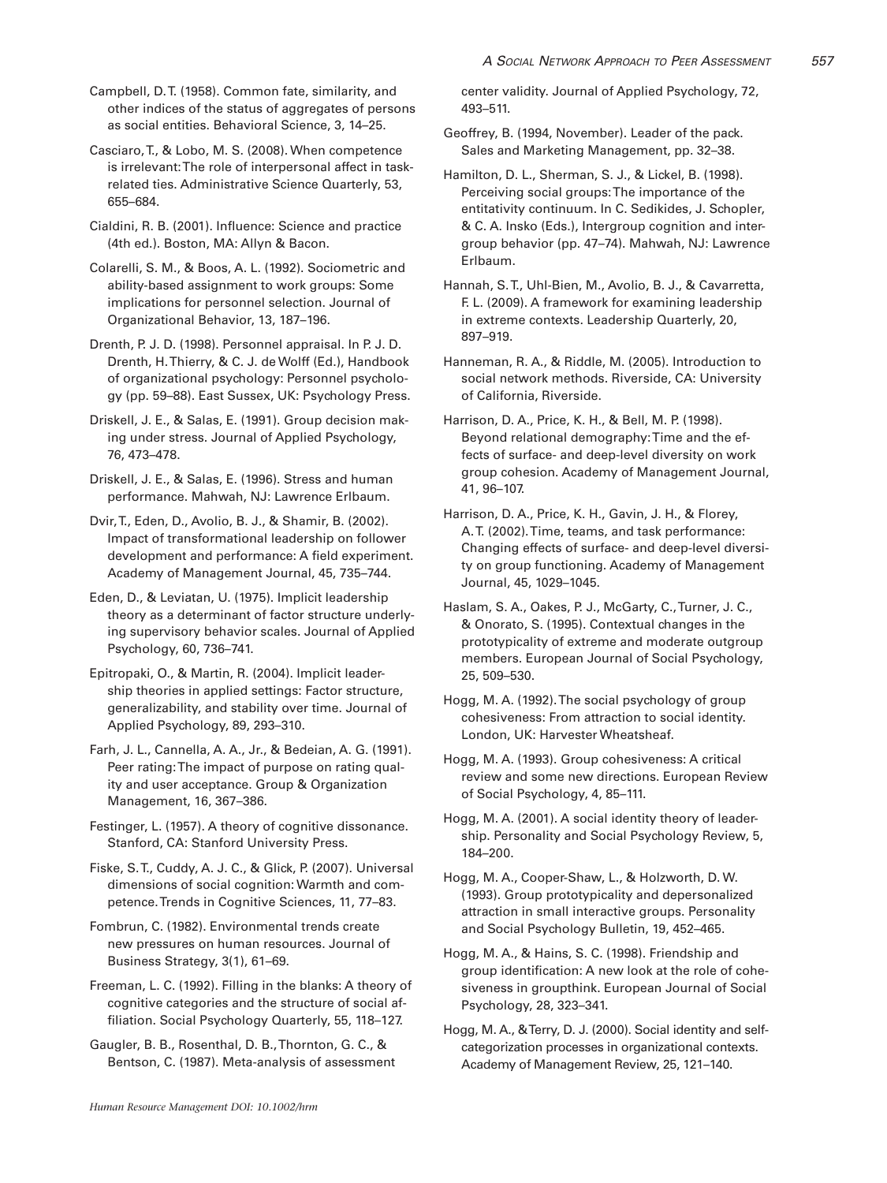Campbell, D. T. (1958). Common fate, similarity, and other indices of the status of aggregates of persons as social entities. Behavioral Science, 3, 14–25.

Casciaro, T., & Lobo, M. S. (2008). When competence is irrelevant: The role of interpersonal affect in task-related ties. Administrative Science Quarterly, 53, 655–684.

Cialdini, R. B. (2001). Influence: Science and practice (4th ed.). Boston, MA: Allyn & Bacon.

Colarelli, S. M., & Boos, A. L. (1992). Sociometric and ability-based assignment to work groups: Some implications for personnel selection. Journal of Organizational Behavior, 13, 187–196.

Drenth, P. J. D. (1998). Personnel appraisal. In P. J. D. Drenth, H. Thierry, & C. J. de Wolff (Ed.), Handbook of organizational psychology: Personnel psychology (pp. 59–88). East Sussex, UK: Psychology Press.

Driskell, J. E., & Salas, E. (1991). Group decision making under stress. Journal of Applied Psychology, 76, 473–478.

Driskell, J. E., & Salas, E. (1996). Stress and human performance. Mahwah, NJ: Lawrence Erlbaum.

Dvir, T., Eden, D., Avolio, B. J., & Shamir, B. (2002). Impact of transformational leadership on follower development and performance: A field experiment. Academy of Management Journal, 45, 735–744.

Eden, D., & Leviatan, U. (1975). Implicit leadership theory as a determinant of factor structure underlying supervisory behavior scales. Journal of Applied Psychology, 60, 736–741.

Epitropaki, O., & Martin, R. (2004). Implicit leadership theories in applied settings: Factor structure, generalizability, and stability over time. Journal of Applied Psychology, 89, 293–310.

Farh, J. L., Cannella, A. A., Jr., & Bedeian, A. G. (1991). Peer rating: The impact of purpose on rating quality and user acceptance. Group & Organization Management, 16, 367–386.

Festinger, L. (1957). A theory of cognitive dissonance. Stanford, CA: Stanford University Press.

Fiske, S. T., Cuddy, A. J. C., & Glick, P. (2007). Universal dimensions of social cognition: Warmth and competence. Trends in Cognitive Sciences, 11, 77–83.

Fombrun, C. (1982). Environmental trends create new pressures on human resources. Journal of Business Strategy, 3(1), 61–69.

Freeman, L. C. (1992). Filling in the blanks: A theory of cognitive categories and the structure of social affiliation. Social Psychology Quarterly, 55, 118–127.

Gaugler, B. B., Rosenthal, D. B., Thornton, G. C., & Bentson, C. (1987). Meta-analysis of assessment center validity. Journal of Applied Psychology, 72, 493–511.

Geoffrey, B. (1994, November). Leader of the pack. Sales and Marketing Management, pp. 32–38.

Hamilton, D. L., Sherman, S. J., & Lickel, B. (1998). Perceiving social groups: The importance of the entitativity continuum. In C. Sedikides, J. Schopler, & C. A. Insko (Eds.), Intergroup cognition and intergroup behavior (pp. 47–74). Mahwah, NJ: Lawrence Erlbaum.

Hannah, S. T., Uhl-Bien, M., Avolio, B. J., & Cavarretta, F. L. (2009). A framework for examining leadership in extreme contexts. Leadership Quarterly, 20, 897–919.

Hanneman, R. A., & Riddle, M. (2005). Introduction to social network methods. Riverside, CA: University of California, Riverside.

Harrison, D. A., Price, K. H., & Bell, M. P. (1998). Beyond relational demography: Time and the effects of surface- and deep-level diversity on work group cohesion. Academy of Management Journal, 41, 96–107.

Harrison, D. A., Price, K. H., Gavin, J. H., & Florey, A. T. (2002). Time, teams, and task performance: Changing effects of surface- and deep-level diversity on group functioning. Academy of Management Journal, 45, 1029–1045.

Haslam, S. A., Oakes, P. J., McGarty, C., Turner, J. C., & Onorato, S. (1995). Contextual changes in the prototypicality of extreme and moderate outgroup members. European Journal of Social Psychology, 25, 509–530.

Hogg, M. A. (1992). The social psychology of group cohesiveness: From attraction to social identity. London, UK: Harvester Wheatsheaf.

Hogg, M. A. (1993). Group cohesiveness: A critical review and some new directions. European Review of Social Psychology, 4, 85–111.

Hogg, M. A. (2001). A social identity theory of leadership. Personality and Social Psychology Review, 5, 184–200.

Hogg, M. A., Cooper-Shaw, L., & Holzworth, D. W. (1993). Group prototypicality and depersonalized attraction in small interactive groups. Personality and Social Psychology Bulletin, 19, 452–465.

Hogg, M. A., & Hains, S. C. (1998). Friendship and group identification: A new look at the role of cohesiveness in groupthink. European Journal of Social Psychology, 28, 323–341.

Hogg, M. A., & Terry, D. J. (2000). Social identity and self-categorization processes in organizational contexts. Academy of Management Review, 25, 121–140.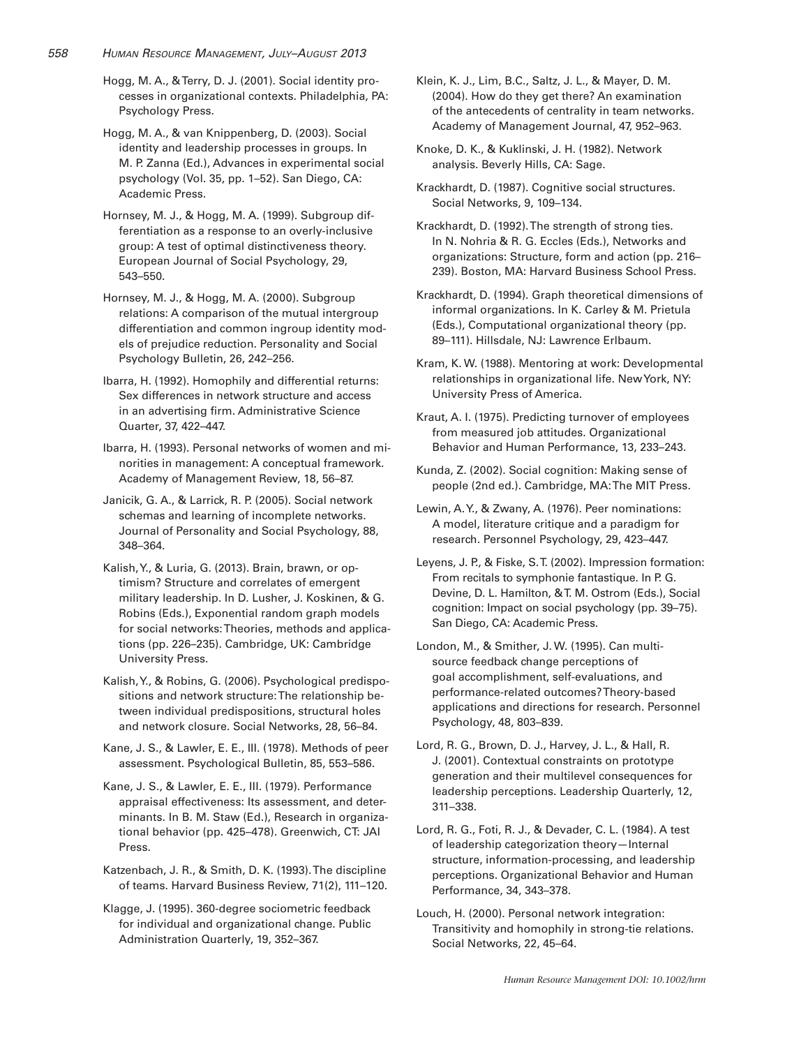Hogg, M. A., & Terry, D. J. (2001). Social identity processes in organizational contexts. Philadelphia, PA: Psychology Press.

Hogg, M. A., & van Knippenberg, D. (2003). Social identity and leadership processes in groups. In M. P. Zanna (Ed.), Advances in experimental social psychology (Vol. 35, pp. 1–52). San Diego, CA: Academic Press.

Hornsey, M. J., & Hogg, M. A. (1999). Subgroup differentiation as a response to an overly-inclusive group: A test of optimal distinctiveness theory. European Journal of Social Psychology, 29, 543–550.

Hornsey, M. J., & Hogg, M. A. (2000). Subgroup relations: A comparison of the mutual intergroup differentiation and common ingroup identity models of prejudice reduction. Personality and Social Psychology Bulletin, 26, 242–256.

Ibarra, H. (1992). Homophily and differential returns: Sex differences in network structure and access in an advertising firm. Administrative Science Quarter, 37, 422–447.

Ibarra, H. (1993). Personal networks of women and minorities in management: A conceptual framework. Academy of Management Review, 18, 56–87.

Janicik, G. A., & Larrick, R. P. (2005). Social network schemas and learning of incomplete networks. Journal of Personality and Social Psychology, 88, 348–364.

Kalish, Y., & Luria, G. (2013). Brain, brawn, or optimism? Structure and correlates of emergent military leadership. In D. Lusher, J. Koskinen, & G. Robins (Eds.), Exponential random graph models for social networks: Theories, methods and applications (pp. 226–235). Cambridge, UK: Cambridge University Press.

Kalish, Y., & Robins, G. (2006). Psychological predispositions and network structure: The relationship between individual predispositions, structural holes and network closure. Social Networks, 28, 56–84.

Kane, J. S., & Lawler, E. E., III. (1978). Methods of peer assessment. Psychological Bulletin, 85, 553–586.

Kane, J. S., & Lawler, E. E., III. (1979). Performance appraisal effectiveness: Its assessment, and determinants. In B. M. Staw (Ed.), Research in organizational behavior (pp. 425–478). Greenwich, CT: JAI Press.

Katzenbach, J. R., & Smith, D. K. (1993). The discipline of teams. Harvard Business Review, 71(2), 111–120.

Klagge, J. (1995). 360-degree sociometric feedback for individual and organizational change. Public Administration Quarterly, 19, 352–367.

Klein, K. J., Lim, B.C., Saltz, J. L., & Mayer, D. M. (2004). How do they get there? An examination of the antecedents of centrality in team networks. Academy of Management Journal, 47, 952–963.

Knoke, D. K., & Kuklinski, J. H. (1982). Network analysis. Beverly Hills, CA: Sage.

Krackhardt, D. (1987). Cognitive social structures. Social Networks, 9, 109–134.

Krackhardt, D. (1992). The strength of strong ties. In N. Nohria & R. G. Eccles (Eds.), Networks and organizations: Structure, form and action (pp. 216–239). Boston, MA: Harvard Business School Press.

Krackhardt, D. (1994). Graph theoretical dimensions of informal organizations. In K. Carley & M. Prietula (Eds.), Computational organizational theory (pp. 89–111). Hillsdale, NJ: Lawrence Erlbaum.

Kram, K. W. (1988). Mentoring at work: Developmental relationships in organizational life. New York, NY: University Press of America.

Kraut, A. I. (1975). Predicting turnover of employees from measured job attitudes. Organizational Behavior and Human Performance, 13, 233–243.

Kunda, Z. (2002). Social cognition: Making sense of people (2nd ed.). Cambridge, MA: The MIT Press.

Lewin, A. Y., & Zwany, A. (1976). Peer nominations: A model, literature critique and a paradigm for research. Personnel Psychology, 29, 423–447.

Leyens, J. P., & Fiske, S. T. (2002). Impression formation: From recitals to symphonie fantastique. In P. G. Devine, D. L. Hamilton, & T. M. Ostrom (Eds.), Social cognition: Impact on social psychology (pp. 39–75). San Diego, CA: Academic Press.

London, M., & Smither, J. W. (1995). Can multi-source feedback change perceptions of goal accomplishment, self-evaluations, and performance-related outcomes? Theory-based applications and directions for research. Personnel Psychology, 48, 803–839.

Lord, R. G., Brown, D. J., Harvey, J. L., & Hall, R. J. (2001). Contextual constraints on prototype generation and their multilevel consequences for leadership perceptions. Leadership Quarterly, 12, 311–338.

Lord, R. G., Foti, R. J., & Devader, C. L. (1984). A test of leadership categorization theory—Internal structure, information-processing, and leadership perceptions. Organizational Behavior and Human Performance, 34, 343–378.

Louch, H. (2000). Personal network integration: Transitivity and homophily in strong-tie relations. Social Networks, 22, 45–64.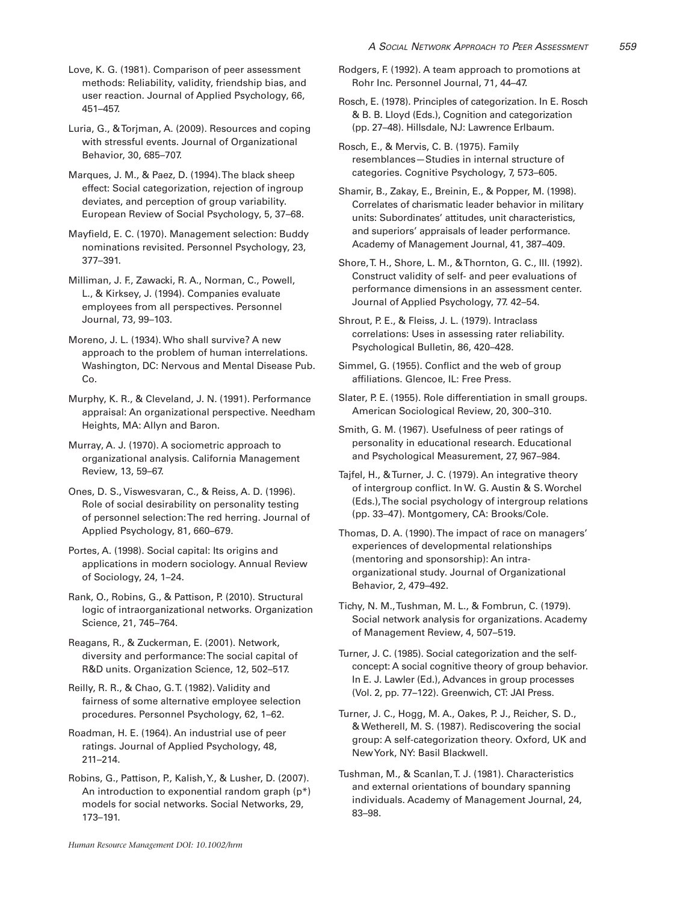Love, K. G. (1981). Comparison of peer assessment methods: Reliability, validity, friendship bias, and user reaction. Journal of Applied Psychology, 66, 451–457.

Luria, G., & Torjman, A. (2009). Resources and coping with stressful events. Journal of Organizational Behavior, 30, 685–707.

Marques, J. M., & Paez, D. (1994). The black sheep effect: Social categorization, rejection of ingroup deviates, and perception of group variability. European Review of Social Psychology, 5, 37–68.

Mayfield, E. C. (1970). Management selection: Buddy nominations revisited. Personnel Psychology, 23, 377–391.

Milliman, J. F., Zawacki, R. A., Norman, C., Powell, L., & Kirksey, J. (1994). Companies evaluate employees from all perspectives. Personnel Journal, 73, 99–103.

Moreno, J. L. (1934). Who shall survive? A new approach to the problem of human interrelations. Washington, DC: Nervous and Mental Disease Pub. Co.

Murphy, K. R., & Cleveland, J. N. (1991). Performance appraisal: An organizational perspective. Needham Heights, MA: Allyn and Baron.

Murray, A. J. (1970). A sociometric approach to organizational analysis. California Management Review, 13, 59–67.

Ones, D. S., Viswesvaran, C., & Reiss, A. D. (1996). Role of social desirability on personality testing of personnel selection: The red herring. Journal of Applied Psychology, 81, 660–679.

Portes, A. (1998). Social capital: Its origins and applications in modern sociology. Annual Review of Sociology, 24, 1–24.

Rank, O., Robins, G., & Pattison, P. (2010). Structural logic of intraorganizational networks. Organization Science, 21, 745–764.

Reagans, R., & Zuckerman, E. (2001). Network, diversity and performance: The social capital of R&D units. Organization Science, 12, 502–517.

Reilly, R. R., & Chao, G. T. (1982). Validity and fairness of some alternative employee selection procedures. Personnel Psychology, 62, 1–62.

Roadman, H. E. (1964). An industrial use of peer ratings. Journal of Applied Psychology, 48, 211–214.

Robins, G., Pattison, P., Kalish, Y., & Lusher, D. (2007). An introduction to exponential random graph (p*) models for social networks. Social Networks, 29, 173–191.

Rodgers, F. (1992). A team approach to promotions at Rohr Inc. Personnel Journal, 71, 44–47.

Rosch, E. (1978). Principles of categorization. In E. Rosch & B. B. Lloyd (Eds.), Cognition and categorization (pp. 27–48). Hillsdale, NJ: Lawrence Erlbaum.

Rosch, E., & Mervis, C. B. (1975). Family resemblances—Studies in internal structure of categories. Cognitive Psychology, 7, 573–605.

Shamir, B., Zakay, E., Breinin, E., & Popper, M. (1998). Correlates of charismatic leader behavior in military units: Subordinates' attitudes, unit characteristics, and superiors' appraisals of leader performance. Academy of Management Journal, 41, 387–409.

Shore, T. H., Shore, L. M., & Thornton, G. C., III. (1992). Construct validity of self- and peer evaluations of performance dimensions in an assessment center. Journal of Applied Psychology, 77. 42–54.

Shrout, P. E., & Fleiss, J. L. (1979). Intraclass correlations: Uses in assessing rater reliability. Psychological Bulletin, 86, 420–428.

Simmel, G. (1955). Conflict and the web of group affiliations. Glencoe, IL: Free Press.

Slater, P. E. (1955). Role differentiation in small groups. American Sociological Review, 20, 300–310.

Smith, G. M. (1967). Usefulness of peer ratings of personality in educational research. Educational and Psychological Measurement, 27, 967–984.

Tajfel, H., & Turner, J. C. (1979). An integrative theory of intergroup conflict. In W. G. Austin & S. Worchel (Eds.), The social psychology of intergroup relations (pp. 33–47). Montgomery, CA: Brooks/Cole.

Thomas, D. A. (1990). The impact of race on managers' experiences of developmental relationships (mentoring and sponsorship): An intra-organizational study. Journal of Organizational Behavior, 2, 479–492.

Tichy, N. M., Tushman, M. L., & Fombrun, C. (1979). Social network analysis for organizations. Academy of Management Review, 4, 507–519.

Turner, J. C. (1985). Social categorization and the self-concept: A social cognitive theory of group behavior. In E. J. Lawler (Ed.), Advances in group processes (Vol. 2, pp. 77–122). Greenwich, CT: JAI Press.

Turner, J. C., Hogg, M. A., Oakes, P. J., Reicher, S. D., & Wetherell, M. S. (1987). Rediscovering the social group: A self-categorization theory. Oxford, UK and New York, NY: Basil Blackwell.

Tushman, M., & Scanlan, T. J. (1981). Characteristics and external orientations of boundary spanning individuals. Academy of Management Journal, 24, 83–98.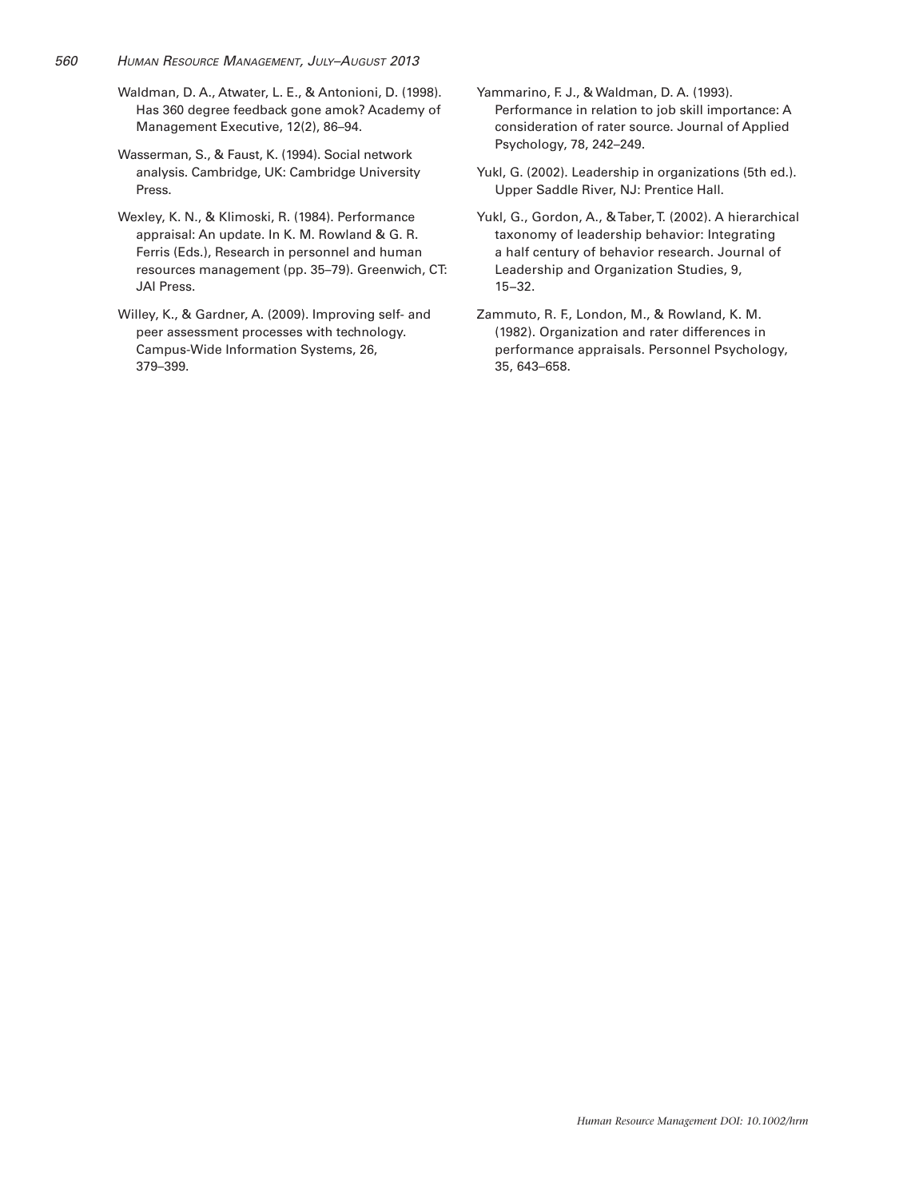Waldman, D. A., Atwater, L. E., & Antonioni, D. (1998). Has 360 degree feedback gone amok? Academy of Management Executive, 12(2), 86–94.

Wasserman, S., & Faust, K. (1994). Social network analysis. Cambridge, UK: Cambridge University Press.

Wexley, K. N., & Klimoski, R. (1984). Performance appraisal: An update. In K. M. Rowland & G. R. Ferris (Eds.), Research in personnel and human resources management (pp. 35–79). Greenwich, CT: JAI Press.

Willey, K., & Gardner, A. (2009). Improving self- and peer assessment processes with technology. Campus-Wide Information Systems, 26, 379–399.

Yammarino, F. J., & Waldman, D. A. (1993). Performance in relation to job skill importance: A consideration of rater source. Journal of Applied Psychology, 78, 242–249.

Yukl, G. (2002). Leadership in organizations (5th ed.). Upper Saddle River, NJ: Prentice Hall.

Yukl, G., Gordon, A., & Taber, T. (2002). A hierarchical taxonomy of leadership behavior: Integrating a half century of behavior research. Journal of Leadership and Organization Studies, 9, 15–32.

Zammuto, R. F., London, M., & Rowland, K. M. (1982). Organization and rater differences in performance appraisals. Personnel Psychology, 35, 643–658.